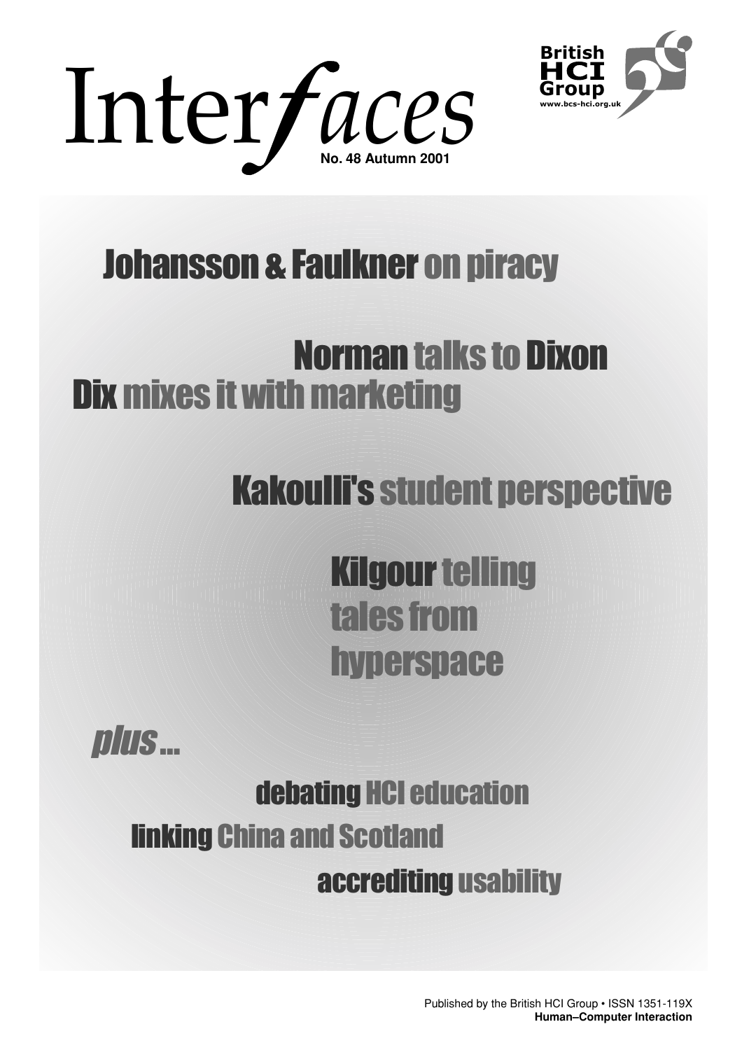# Interfaces

**No. 48 Autumn 2001**

British HCI Group
www.bcs-hci.org.uk

## Johansson & Faulkner on piracy

## Norman talks to Dixon

## Dix mixes it with marketing

## Kakoulli's student perspective

## Kilgour telling tales from hyperspace

*plus* …

**debating** HCI education

**linking** China and Scotland

**accrediting** usability

Published by the British HCI Group • ISSN 1351-119X
**Human–Computer Interaction**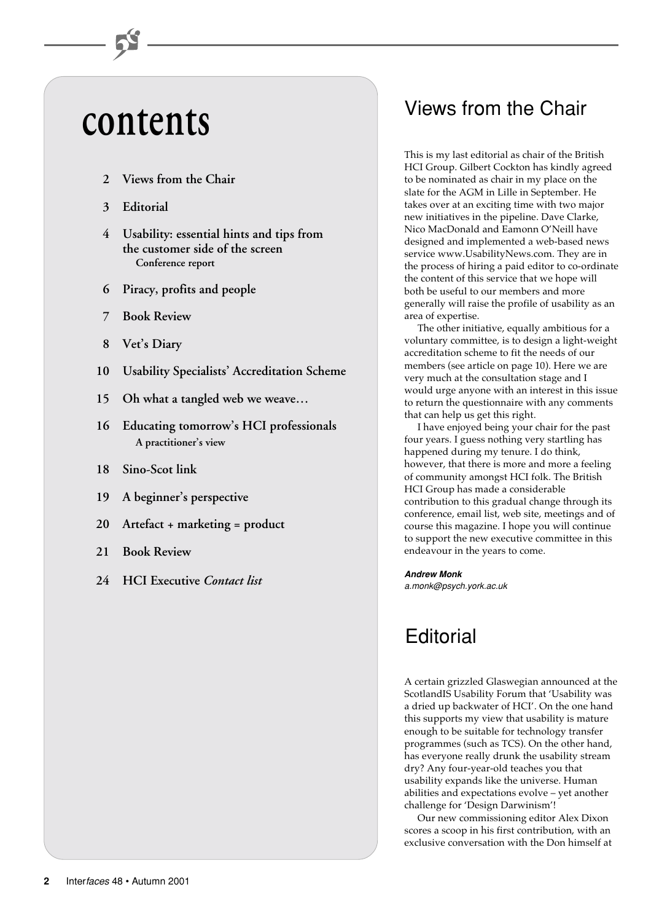# contents

- 2 **Views from the Chair**
- 3 **Editorial**
- 4 **Usability: essential hints and tips from the customer side of the screen**
  **Conference report**
- 6 **Piracy, profits and people**
- 7 **Book Review**
- 8 **Vet's Diary**
- 10 **Usability Specialists' Accreditation Scheme**
- 15 **Oh what a tangled web we weave…**
- 16 **Educating tomorrow's HCI professionals**
  **A practitioner's view**
- 18 **Sino-Scot link**
- 19 **A beginner's perspective**
- 20 **Artefact + marketing = product**
- 21 **Book Review**
- 24 **HCI Executive *Contact list***

## Views from the Chair

This is my last editorial as chair of the British HCI Group. Gilbert Cockton has kindly agreed to be nominated as chair in my place on the slate for the AGM in Lille in September. He takes over at an exciting time with two major new initiatives in the pipeline. Dave Clarke, Nico MacDonald and Eamonn O'Neill have designed and implemented a web-based news service www.UsabilityNews.com. They are in the process of hiring a paid editor to co-ordinate the content of this service that we hope will both be useful to our members and more generally will raise the profile of usability as an area of expertise.

The other initiative, equally ambitious for a voluntary committee, is to design a light-weight accreditation scheme to fit the needs of our members (see article on page 10). Here we are very much at the consultation stage and I would urge anyone with an interest in this issue to return the questionnaire with any comments that can help us get this right.

I have enjoyed being your chair for the past four years. I guess nothing very startling has happened during my tenure. I do think, however, that there is more and more a feeling of community amongst HCI folk. The British HCI Group has made a considerable contribution to this gradual change through its conference, email list, web site, meetings and of course this magazine. I hope you will continue to support the new executive committee in this endeavour in the years to come.

***Andrew Monk***
*a.monk@psych.york.ac.uk*

## Editorial

A certain grizzled Glaswegian announced at the ScotlandIS Usability Forum that 'Usability was a dried up backwater of HCI'. On the one hand this supports my view that usability is mature enough to be suitable for technology transfer programmes (such as TCS). On the other hand, has everyone really drunk the usability stream dry? Any four-year-old teaches you that usability expands like the universe. Human abilities and expectations evolve – yet another challenge for 'Design Darwinism'!

Our new commissioning editor Alex Dixon scores a scoop in his first contribution, with an exclusive conversation with the Don himself at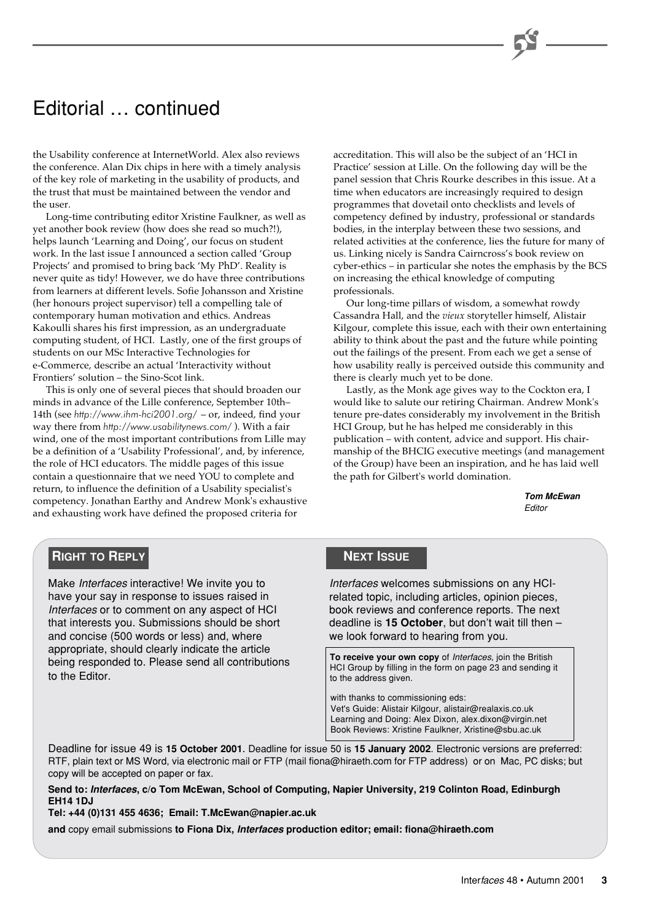# Editorial … continued

the Usability conference at InternetWorld. Alex also reviews the conference. Alan Dix chips in here with a timely analysis of the key role of marketing in the usability of products, and the trust that must be maintained between the vendor and the user.

Long-time contributing editor Xristine Faulkner, as well as yet another book review (how does she read so much?!), helps launch 'Learning and Doing', our focus on student work. In the last issue I announced a section called 'Group Projects' and promised to bring back 'My PhD'. Reality is never quite as tidy! However, we do have three contributions from learners at different levels. Sofie Johansson and Xristine (her honours project supervisor) tell a compelling tale of contemporary human motivation and ethics. Andreas Kakoulli shares his first impression, as an undergraduate computing student, of HCI. Lastly, one of the first groups of students on our MSc Interactive Technologies for e-Commerce, describe an actual 'Interactivity without Frontiers' solution – the Sino-Scot link.

This is only one of several pieces that should broaden our minds in advance of the Lille conference, September 10th–14th (see *http://www.ihm-hci2001.org/* – or, indeed, find your way there from *http://www.usabilitynews.com/* ). With a fair wind, one of the most important contributions from Lille may be a definition of a 'Usability Professional', and, by inference, the role of HCI educators. The middle pages of this issue contain a questionnaire that we need YOU to complete and return, to influence the definition of a Usability specialist's competency. Jonathan Earthy and Andrew Monk's exhaustive and exhausting work have defined the proposed criteria for accreditation. This will also be the subject of an 'HCI in Practice' session at Lille. On the following day will be the panel session that Chris Rourke describes in this issue. At a time when educators are increasingly required to design programmes that dovetail onto checklists and levels of competency defined by industry, professional or standards bodies, in the interplay between these two sessions, and related activities at the conference, lies the future for many of us. Linking nicely is Sandra Cairncross's book review on cyber-ethics – in particular she notes the emphasis by the BCS on increasing the ethical knowledge of computing professionals.

Our long-time pillars of wisdom, a somewhat rowdy Cassandra Hall, and the *vieux* storyteller himself, Alistair Kilgour, complete this issue, each with their own entertaining ability to think about the past and the future while pointing out the failings of the present. From each we get a sense of how usability really is perceived outside this community and there is clearly much yet to be done.

Lastly, as the Monk age gives way to the Cockton era, I would like to salute our retiring Chairman. Andrew Monk's tenure pre-dates considerably my involvement in the British HCI Group, but he has helped me considerably in this publication – with content, advice and support. His chairmanship of the BHCIG executive meetings (and management of the Group) have been an inspiration, and he has laid well the path for Gilbert's world domination.

***Tom McEwan***
*Editor*

## Right to Reply

Make *Interfaces* interactive! We invite you to have your say in response to issues raised in *Interfaces* or to comment on any aspect of HCI that interests you. Submissions should be short and concise (500 words or less) and, where appropriate, should clearly indicate the article being responded to. Please send all contributions to the Editor.

## Next Issue

*Interfaces* welcomes submissions on any HCI-related topic, including articles, opinion pieces, book reviews and conference reports. The next deadline is **15 October**, but don't wait till then – we look forward to hearing from you.

**To receive your own copy** of *Interfaces*, join the British HCI Group by filling in the form on page 23 and sending it to the address given.

with thanks to commissioning eds:
Vet's Guide: Alistair Kilgour, alistair@realaxis.co.uk
Learning and Doing: Alex Dixon, alex.dixon@virgin.net
Book Reviews: Xristine Faulkner, Xristine@sbu.ac.uk

Deadline for issue 49 is **15 October 2001**. Deadline for issue 50 is **15 January 2002**. Electronic versions are preferred: RTF, plain text or MS Word, via electronic mail or FTP (mail fiona@hiraeth.com for FTP address) or on Mac, PC disks; but copy will be accepted on paper or fax.

**Send to: *Interfaces*, c/o Tom McEwan, School of Computing, Napier University, 219 Colinton Road, Edinburgh EH14 1DJ**

**Tel: +44 (0)131 455 4636; Email: T.McEwan@napier.ac.uk**

**and** copy email submissions **to Fiona Dix, *Interfaces* production editor; email: fiona@hiraeth.com**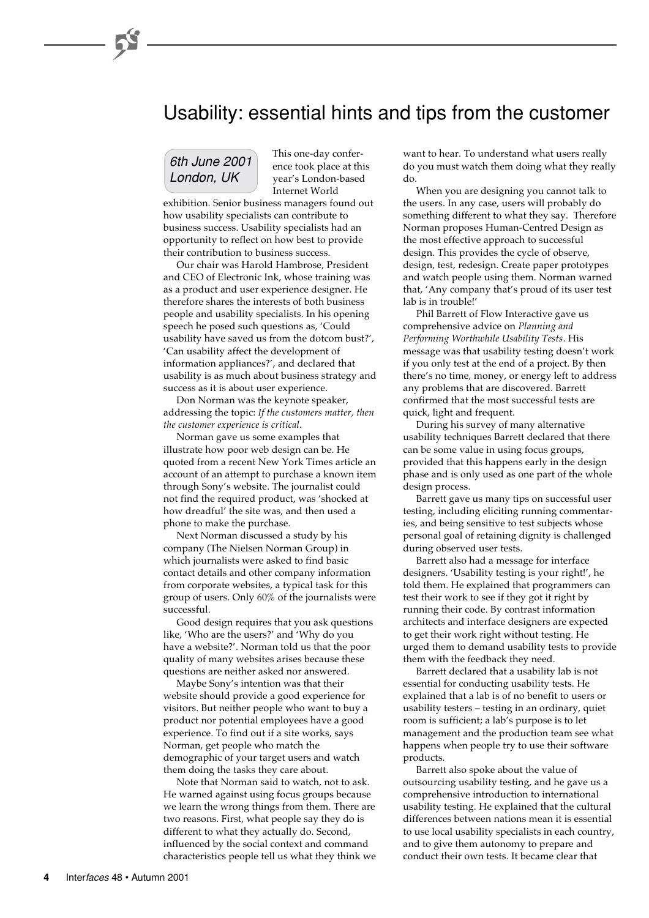# Usability: essential hints and tips from the customer

*6th June 2001*
*London, UK*

This one-day conference took place at this year's London-based Internet World exhibition. Senior business managers found out how usability specialists can contribute to business success. Usability specialists had an opportunity to reflect on how best to provide their contribution to business success.

Our chair was Harold Hambrose, President and CEO of Electronic Ink, whose training was as a product and user experience designer. He therefore shares the interests of both business people and usability specialists. In his opening speech he posed such questions as, 'Could usability have saved us from the dotcom bust?', 'Can usability affect the development of information appliances?', and declared that usability is as much about business strategy and success as it is about user experience.

Don Norman was the keynote speaker, addressing the topic: *If the customers matter, then the customer experience is critical*.

Norman gave us some examples that illustrate how poor web design can be. He quoted from a recent New York Times article an account of an attempt to purchase a known item through Sony's website. The journalist could not find the required product, was 'shocked at how dreadful' the site was, and then used a phone to make the purchase.

Next Norman discussed a study by his company (The Nielsen Norman Group) in which journalists were asked to find basic contact details and other company information from corporate websites, a typical task for this group of users. Only 60% of the journalists were successful.

Good design requires that you ask questions like, 'Who are the users?' and 'Why do you have a website?'. Norman told us that the poor quality of many websites arises because these questions are neither asked nor answered.

Maybe Sony's intention was that their website should provide a good experience for visitors. But neither people who want to buy a product nor potential employees have a good experience. To find out if a site works, says Norman, get people who match the demographic of your target users and watch them doing the tasks they care about.

Note that Norman said to watch, not to ask. He warned against using focus groups because we learn the wrong things from them. There are two reasons. First, what people say they do is different to what they actually do. Second, influenced by the social context and command characteristics people tell us what they think we want to hear. To understand what users really do you must watch them doing what they really do.

When you are designing you cannot talk to the users. In any case, users will probably do something different to what they say. Therefore Norman proposes Human-Centred Design as the most effective approach to successful design. This provides the cycle of observe, design, test, redesign. Create paper prototypes and watch people using them. Norman warned that, 'Any company that's proud of its user test lab is in trouble!'

Phil Barrett of Flow Interactive gave us comprehensive advice on *Planning and Performing Worthwhile Usability Tests*. His message was that usability testing doesn't work if you only test at the end of a project. By then there's no time, money, or energy left to address any problems that are discovered. Barrett confirmed that the most successful tests are quick, light and frequent.

During his survey of many alternative usability techniques Barrett declared that there can be some value in using focus groups, provided that this happens early in the design phase and is only used as one part of the whole design process.

Barrett gave us many tips on successful user testing, including eliciting running commentaries, and being sensitive to test subjects whose personal goal of retaining dignity is challenged during observed user tests.

Barrett also had a message for interface designers. 'Usability testing is your right!', he told them. He explained that programmers can test their work to see if they got it right by running their code. By contrast information architects and interface designers are expected to get their work right without testing. He urged them to demand usability tests to provide them with the feedback they need.

Barrett declared that a usability lab is not essential for conducting usability tests. He explained that a lab is of no benefit to users or usability testers – testing in an ordinary, quiet room is sufficient; a lab's purpose is to let management and the production team see what happens when people try to use their software products.

Barrett also spoke about the value of outsourcing usability testing, and he gave us a comprehensive introduction to international usability testing. He explained that the cultural differences between nations mean it is essential to use local usability specialists in each country, and to give them autonomy to prepare and conduct their own tests. It became clear that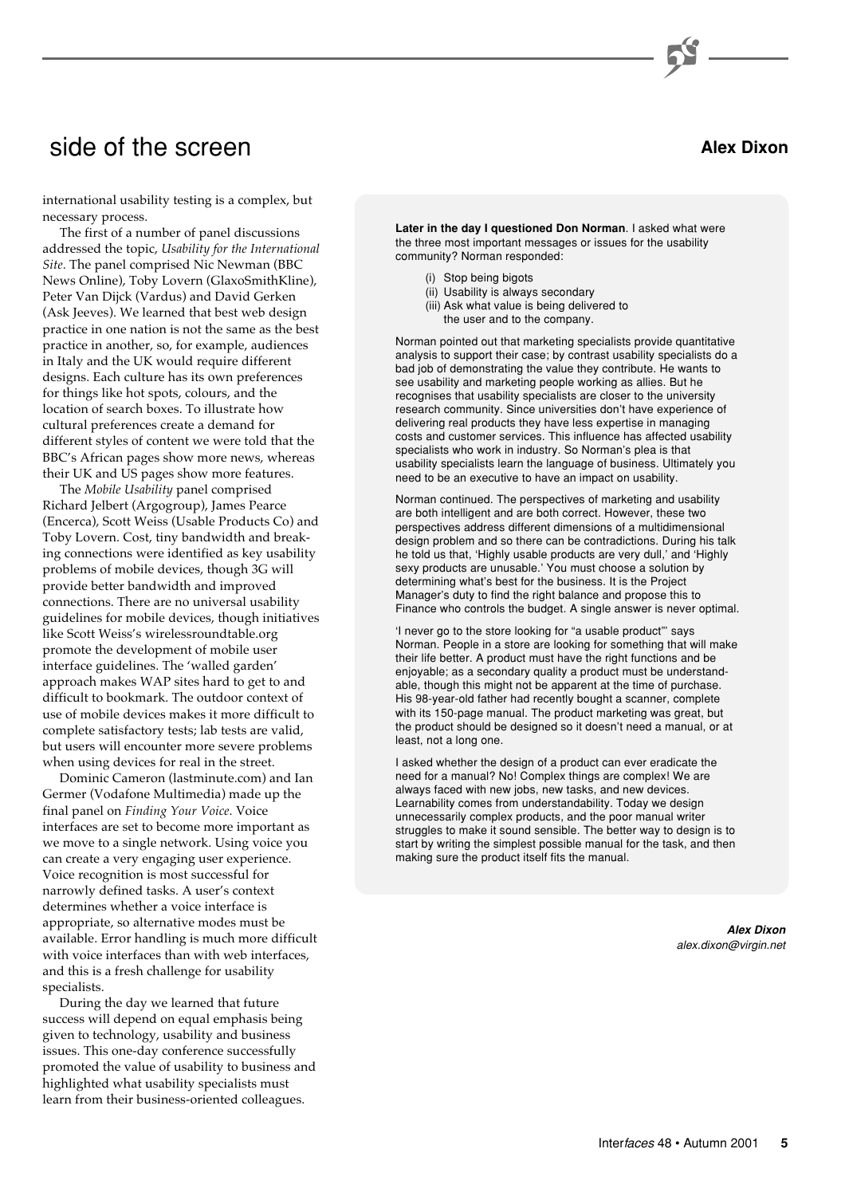international usability testing is a complex, but necessary process.

The first of a number of panel discussions addressed the topic, *Usability for the International Site*. The panel comprised Nic Newman (BBC News Online), Toby Lovern (GlaxoSmithKline), Peter Van Dijck (Vardus) and David Gerken (Ask Jeeves). We learned that best web design practice in one nation is not the same as the best practice in another, so, for example, audiences in Italy and the UK would require different designs. Each culture has its own preferences for things like hot spots, colours, and the location of search boxes. To illustrate how cultural preferences create a demand for different styles of content we were told that the BBC's African pages show more news, whereas their UK and US pages show more features.

The *Mobile Usability* panel comprised Richard Jelbert (Argogroup), James Pearce (Encerca), Scott Weiss (Usable Products Co) and Toby Lovern. Cost, tiny bandwidth and breaking connections were identified as key usability problems of mobile devices, though 3G will provide better bandwidth and improved connections. There are no universal usability guidelines for mobile devices, though initiatives like Scott Weiss's wirelessroundtable.org promote the development of mobile user interface guidelines. The 'walled garden' approach makes WAP sites hard to get to and difficult to bookmark. The outdoor context of use of mobile devices makes it more difficult to complete satisfactory tests; lab tests are valid, but users will encounter more severe problems when using devices for real in the street.

Dominic Cameron (lastminute.com) and Ian Germer (Vodafone Multimedia) made up the final panel on *Finding Your Voice*. Voice interfaces are set to become more important as we move to a single network. Using voice you can create a very engaging user experience. Voice recognition is most successful for narrowly defined tasks. A user's context determines whether a voice interface is appropriate, so alternative modes must be available. Error handling is much more difficult with voice interfaces than with web interfaces, and this is a fresh challenge for usability specialists.

During the day we learned that future success will depend on equal emphasis being given to technology, usability and business issues. This one-day conference successfully promoted the value of usability to business and highlighted what usability specialists must learn from their business-oriented colleagues.

**Later in the day I questioned Don Norman**. I asked what were the three most important messages or issues for the usability community? Norman responded:

(i) Stop being bigots
(ii) Usability is always secondary
(iii) Ask what value is being delivered to the user and to the company.

Norman pointed out that marketing specialists provide quantitative analysis to support their case; by contrast usability specialists do a bad job of demonstrating the value they contribute. He wants to see usability and marketing people working as allies. But he recognises that usability specialists are closer to the university research community. Since universities don't have experience of delivering real products they have less expertise in managing costs and customer services. This influence has affected usability specialists who work in industry. So Norman's plea is that usability specialists learn the language of business. Ultimately you need to be an executive to have an impact on usability.

Norman continued. The perspectives of marketing and usability are both intelligent and are both correct. However, these two perspectives address different dimensions of a multidimensional design problem and so there can be contradictions. During his talk he told us that, 'Highly usable products are very dull,' and 'Highly sexy products are unusable.' You must choose a solution by determining what's best for the business. It is the Project Manager's duty to find the right balance and propose this to Finance who controls the budget. A single answer is never optimal.

'I never go to the store looking for "a usable product"' says Norman. People in a store are looking for something that will make their life better. A product must have the right functions and be enjoyable; as a secondary quality a product must be understandable, though this might not be apparent at the time of purchase. His 98-year-old father had recently bought a scanner, complete with its 150-page manual. The product marketing was great, but the product should be designed so it doesn't need a manual, or at least, not a long one.

I asked whether the design of a product can ever eradicate the need for a manual? No! Complex things are complex! We are always faced with new jobs, new tasks, and new devices. Learnability comes from understandability. Today we design unnecessarily complex products, and the poor manual writer struggles to make it sound sensible. The better way to design is to start by writing the simplest possible manual for the task, and then making sure the product itself fits the manual.

***Alex Dixon***
*alex.dixon@virgin.net*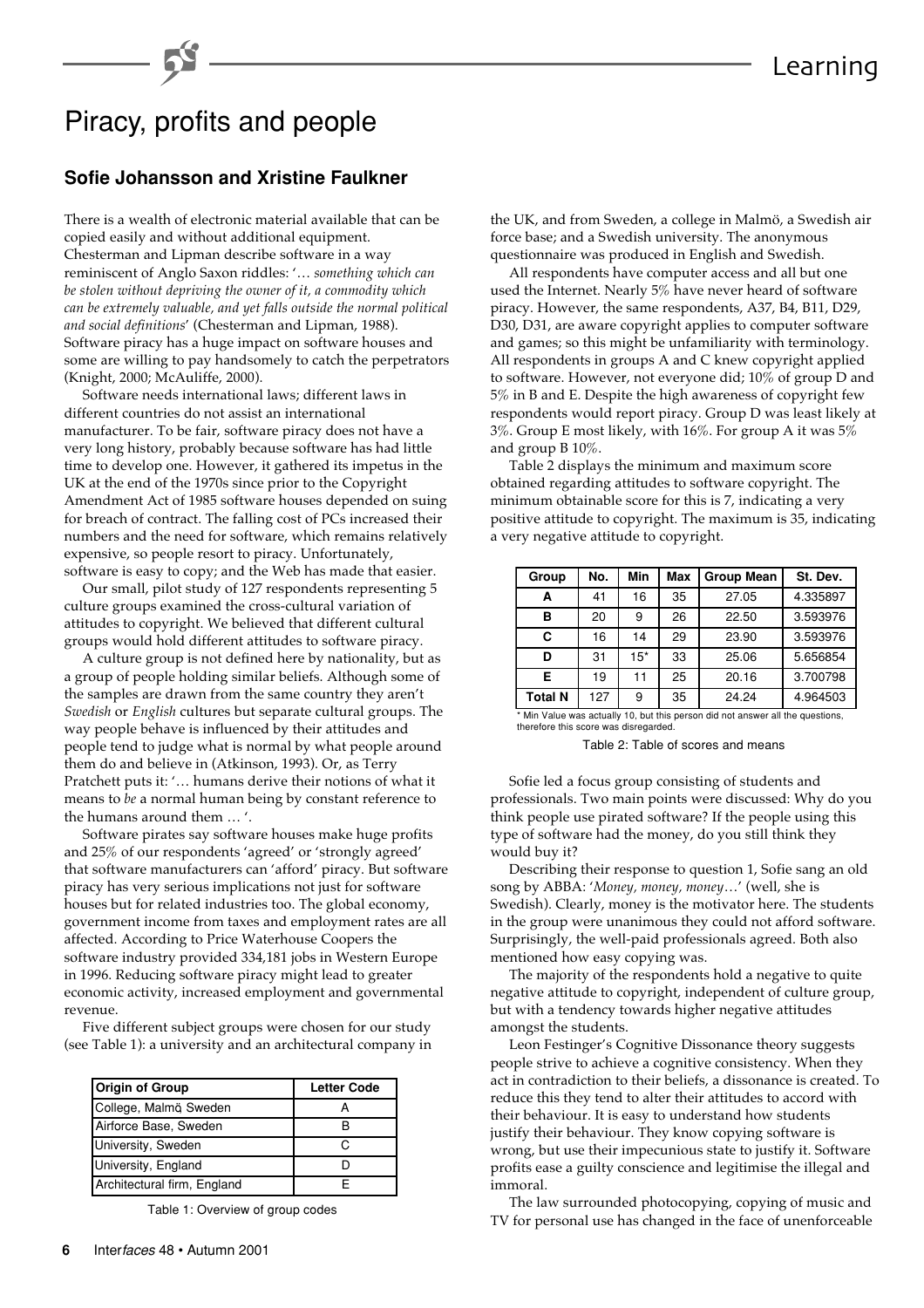# Piracy, profits and people

### Sofie Johansson and Xristine Faulkner

There is a wealth of electronic material available that can be copied easily and without additional equipment. Chesterman and Lipman describe software in a way reminiscent of Anglo Saxon riddles: '… *something which can be stolen without depriving the owner of it, a commodity which can be extremely valuable, and yet falls outside the normal political and social definitions*' (Chesterman and Lipman, 1988). Software piracy has a huge impact on software houses and some are willing to pay handsomely to catch the perpetrators (Knight, 2000; McAuliffe, 2000).

Software needs international laws; different laws in different countries do not assist an international manufacturer. To be fair, software piracy does not have a very long history, probably because software has had little time to develop one. However, it gathered its impetus in the UK at the end of the 1970s since prior to the Copyright Amendment Act of 1985 software houses depended on suing for breach of contract. The falling cost of PCs increased their numbers and the need for software, which remains relatively expensive, so people resort to piracy. Unfortunately, software is easy to copy; and the Web has made that easier.

Our small, pilot study of 127 respondents representing 5 culture groups examined the cross-cultural variation of attitudes to copyright. We believed that different cultural groups would hold different attitudes to software piracy.

A culture group is not defined here by nationality, but as a group of people holding similar beliefs. Although some of the samples are drawn from the same country they aren't *Swedish* or *English* cultures but separate cultural groups. The way people behave is influenced by their attitudes and people tend to judge what is normal by what people around them do and believe in (Atkinson, 1993). Or, as Terry Pratchett puts it: '… humans derive their notions of what it means to *be* a normal human being by constant reference to the humans around them … '.

Software pirates say software houses make huge profits and 25% of our respondents 'agreed' or 'strongly agreed' that software manufacturers can 'afford' piracy. But software piracy has very serious implications not just for software houses but for related industries too. The global economy, government income from taxes and employment rates are all affected. According to Price Waterhouse Coopers the software industry provided 334,181 jobs in Western Europe in 1996. Reducing software piracy might lead to greater economic activity, increased employment and governmental revenue.

Five different subject groups were chosen for our study (see Table 1): a university and an architectural company in the UK, and from Sweden, a college in Malmö, a Swedish air force base; and a Swedish university. The anonymous questionnaire was produced in English and Swedish.

| Origin of Group | Letter Code |
|---|---|
| College, Malmö, Sweden | A |
| Airforce Base, Sweden | B |
| University, Sweden | C |
| University, England | D |
| Architectural firm, England | E |

Table 1: Overview of group codes

All respondents have computer access and all but one used the Internet. Nearly 5% have never heard of software piracy. However, the same respondents, A37, B4, B11, D29, D30, D31, are aware copyright applies to computer software and games; so this might be unfamiliarity with terminology. All respondents in groups A and C knew copyright applied to software. However, not everyone did; 10% of group D and 5% in B and E. Despite the high awareness of copyright few respondents would report piracy. Group D was least likely at 3%. Group E most likely, with 16%. For group A it was 5% and group B 10%.

Table 2 displays the minimum and maximum score obtained regarding attitudes to software copyright. The minimum obtainable score for this is 7, indicating a very positive attitude to copyright. The maximum is 35, indicating a very negative attitude to copyright.

| Group | No. | Min | Max | Group Mean | St. Dev. |
|---|---|---|---|---|---|
| A | 41 | 16 | 35 | 27.05 | 4.335897 |
| B | 20 | 9 | 26 | 22.50 | 3.593976 |
| C | 16 | 14 | 29 | 23.90 | 3.593976 |
| D | 31 | 15* | 33 | 25.06 | 5.656854 |
| E | 19 | 11 | 25 | 20.16 | 3.700798 |
| Total N | 127 | 9 | 35 | 24.24 | 4.964503 |

\* Min Value was actually 10, but this person did not answer all the questions, therefore this score was disregarded.

Table 2: Table of scores and means

Sofie led a focus group consisting of students and professionals. Two main points were discussed: Why do you think people use pirated software? If the people using this type of software had the money, do you still think they would buy it?

Describing their response to question 1, Sofie sang an old song by ABBA: '*Money, money, money*…' (well, she is Swedish). Clearly, money is the motivator here. The students in the group were unanimous they could not afford software. Surprisingly, the well-paid professionals agreed. Both also mentioned how easy copying was.

The majority of the respondents hold a negative to quite negative attitude to copyright, independent of culture group, but with a tendency towards higher negative attitudes amongst the students.

Leon Festinger's Cognitive Dissonance theory suggests people strive to achieve a cognitive consistency. When they act in contradiction to their beliefs, a dissonance is created. To reduce this they tend to alter their attitudes to accord with their behaviour. It is easy to understand how students justify their behaviour. They know copying software is wrong, but use their impecunious state to justify it. Software profits ease a guilty conscience and legitimise the illegal and immoral.

The law surrounded photocopying, copying of music and TV for personal use has changed in the face of unenforceable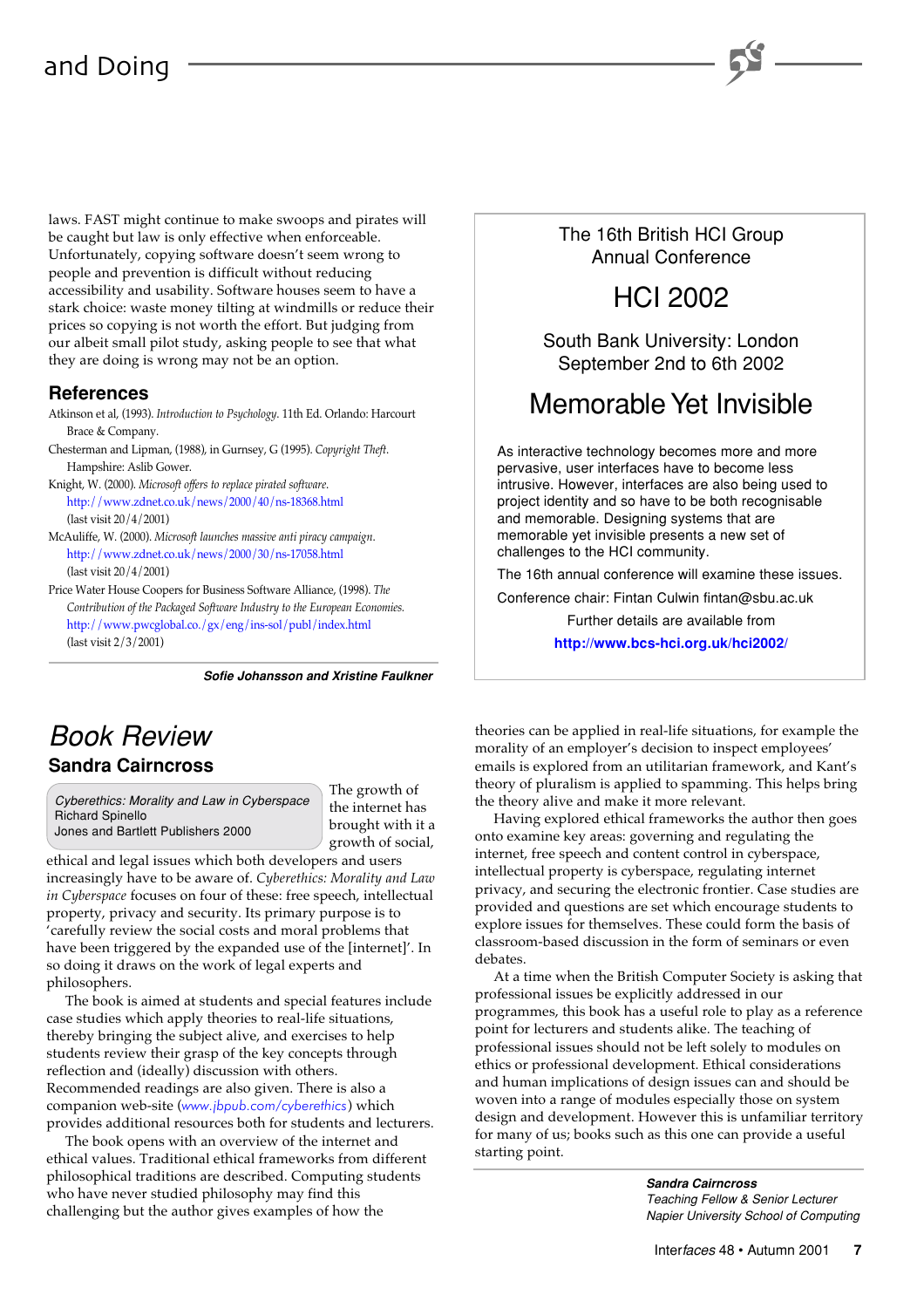laws. FAST might continue to make swoops and pirates will be caught but law is only effective when enforceable. Unfortunately, copying software doesn't seem wrong to people and prevention is difficult without reducing accessibility and usability. Software houses seem to have a stark choice: waste money tilting at windmills or reduce their prices so copying is not worth the effort. But judging from our albeit small pilot study, asking people to see that what they are doing is wrong may not be an option.

## References

Atkinson et al, (1993). *Introduction to Psychology*. 11th Ed. Orlando: Harcourt Brace & Company.

Chesterman and Lipman, (1988), in Gurnsey, G (1995). *Copyright Theft*. Hampshire: Aslib Gower.

Knight, W. (2000). *Microsoft offers to replace pirated software*. http://www.zdnet.co.uk/news/2000/40/ns-18368.html (last visit 20/4/2001)

McAuliffe, W. (2000). *Microsoft launches massive anti piracy campaign*. http://www.zdnet.co.uk/news/2000/30/ns-17058.html (last visit 20/4/2001)

Price Water House Coopers for Business Software Alliance, (1998). *The Contribution of the Packaged Software Industry to the European Economies*. http://www.pwcglobal.co./gx/eng/ins-sol/publ/index.html (last visit 2/3/2001)

***Sofie Johansson and Xristine Faulkner***

---

The 16th British HCI Group Annual Conference

**HCI 2002**

South Bank University: London
September 2nd to 6th 2002

**Memorable Yet Invisible**

As interactive technology becomes more and more pervasive, user interfaces have to become less intrusive. However, interfaces are also being used to project identity and so have to be both recognisable and memorable. Designing systems that are memorable yet invisible presents a new set of challenges to the HCI community.

The 16th annual conference will examine these issues.

Conference chair: Fintan Culwin fintan@sbu.ac.uk

Further details are available from

**http://www.bcs-hci.org.uk/hci2002/**

---

# *Book Review*

## Sandra Cairncross

*Cyberethics: Morality and Law in Cyberspace*
Richard Spinello
Jones and Bartlett Publishers 2000

The growth of the internet has brought with it a growth of social, ethical and legal issues which both developers and users increasingly have to be aware of. *Cyberethics: Morality and Law in Cyberspace* focuses on four of these: free speech, intellectual property, privacy and security. Its primary purpose is to 'carefully review the social costs and moral problems that have been triggered by the expanded use of the [internet]'. In so doing it draws on the work of legal experts and philosophers.

The book is aimed at students and special features include case studies which apply theories to real-life situations, thereby bringing the subject alive, and exercises to help students review their grasp of the key concepts through reflection and (ideally) discussion with others. Recommended readings are also given. There is also a companion web-site (*www.jbpub.com/cyberethics*) which provides additional resources both for students and lecturers.

The book opens with an overview of the internet and ethical values. Traditional ethical frameworks from different philosophical traditions are described. Computing students who have never studied philosophy may find this challenging but the author gives examples of how the theories can be applied in real-life situations, for example the morality of an employer's decision to inspect employees' emails is explored from an utilitarian framework, and Kant's theory of pluralism is applied to spamming. This helps bring the theory alive and make it more relevant.

Having explored ethical frameworks the author then goes onto examine key areas: governing and regulating the internet, free speech and content control in cyberspace, intellectual property is cyberspace, regulating internet privacy, and securing the electronic frontier. Case studies are provided and questions are set which encourage students to explore issues for themselves. These could form the basis of classroom-based discussion in the form of seminars or even debates.

At a time when the British Computer Society is asking that professional issues be explicitly addressed in our programmes, this book has a useful role to play as a reference point for lecturers and students alike. The teaching of professional issues should not be left solely to modules on ethics or professional development. Ethical considerations and human implications of design issues can and should be woven into a range of modules especially those on system design and development. However this is unfamiliar territory for many of us; books such as this one can provide a useful starting point.

***Sandra Cairncross***
*Teaching Fellow & Senior Lecturer*
*Napier University School of Computing*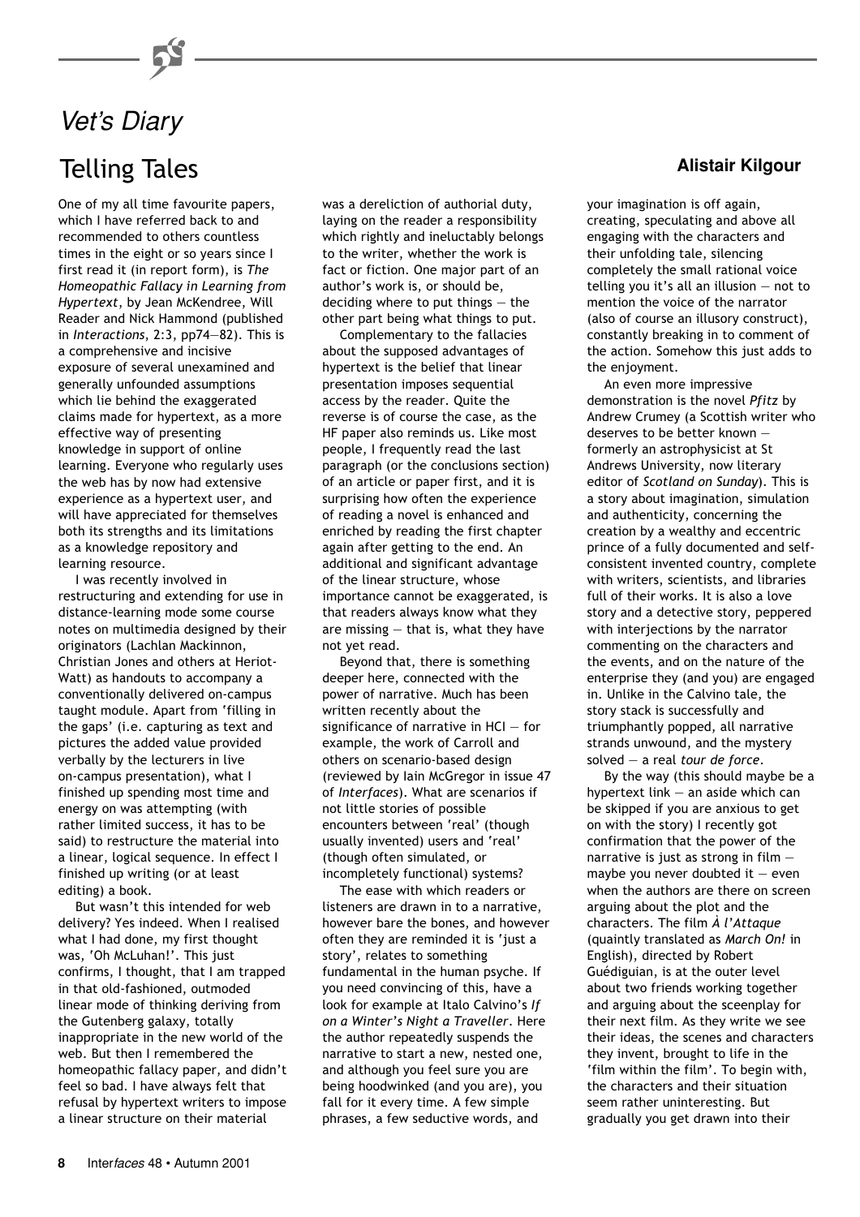# *Vet's Diary*

## Telling Tales

**Alistair Kilgour**

One of my all time favourite papers, which I have referred back to and recommended to others countless times in the eight or so years since I first read it (in report form), is *The Homeopathic Fallacy in Learning from Hypertext*, by Jean McKendree, Will Reader and Nick Hammond (published in *Interactions*, 2:3, pp74—82). This is a comprehensive and incisive exposure of several unexamined and generally unfounded assumptions which lie behind the exaggerated claims made for hypertext, as a more effective way of presenting knowledge in support of online learning. Everyone who regularly uses the web has by now had extensive experience as a hypertext user, and will have appreciated for themselves both its strengths and its limitations as a knowledge repository and learning resource.

I was recently involved in restructuring and extending for use in distance-learning mode some course notes on multimedia designed by their originators (Lachlan Mackinnon, Christian Jones and others at Heriot-Watt) as handouts to accompany a conventionally delivered on-campus taught module. Apart from 'filling in the gaps' (i.e. capturing as text and pictures the added value provided verbally by the lecturers in live on-campus presentation), what I finished up spending most time and energy on was attempting (with rather limited success, it has to be said) to restructure the material into a linear, logical sequence. In effect I finished up writing (or at least editing) a book.

But wasn't this intended for web delivery? Yes indeed. When I realised what I had done, my first thought was, 'Oh McLuhan!'. This just confirms, I thought, that I am trapped in that old-fashioned, outmoded linear mode of thinking deriving from the Gutenberg galaxy, totally inappropriate in the new world of the web. But then I remembered the homeopathic fallacy paper, and didn't feel so bad. I have always felt that refusal by hypertext writers to impose a linear structure on their material was a dereliction of authorial duty, laying on the reader a responsibility which rightly and ineluctably belongs to the writer, whether the work is fact or fiction. One major part of an author's work is, or should be, deciding where to put things — the other part being what things to put.

Complementary to the fallacies about the supposed advantages of hypertext is the belief that linear presentation imposes sequential access by the reader. Quite the reverse is of course the case, as the HF paper also reminds us. Like most people, I frequently read the last paragraph (or the conclusions section) of an article or paper first, and it is surprising how often the experience of reading a novel is enhanced and enriched by reading the first chapter again after getting to the end. An additional and significant advantage of the linear structure, whose importance cannot be exaggerated, is that readers always know what they are missing — that is, what they have not yet read.

Beyond that, there is something deeper here, connected with the power of narrative. Much has been written recently about the significance of narrative in HCI — for example, the work of Carroll and others on scenario-based design (reviewed by Iain McGregor in issue 47 of *Interfaces*). What are scenarios if not little stories of possible encounters between 'real' (though usually invented) users and 'real' (though often simulated, or incompletely functional) systems?

The ease with which readers or listeners are drawn in to a narrative, however bare the bones, and however often they are reminded it is 'just a story', relates to something fundamental in the human psyche. If you need convincing of this, have a look for example at Italo Calvino's *If on a Winter's Night a Traveller*. Here the author repeatedly suspends the narrative to start a new, nested one, and although you feel sure you are being hoodwinked (and you are), you fall for it every time. A few simple phrases, a few seductive words, and your imagination is off again, creating, speculating and above all engaging with the characters and their unfolding tale, silencing completely the small rational voice telling you it's all an illusion — not to mention the voice of the narrator (also of course an illusory construct), constantly breaking in to comment of the action. Somehow this just adds to the enjoyment.

An even more impressive demonstration is the novel *Pfitz* by Andrew Crumey (a Scottish writer who deserves to be better known — formerly an astrophysicist at St Andrews University, now literary editor of *Scotland on Sunday*). This is a story about imagination, simulation and authenticity, concerning the creation by a wealthy and eccentric prince of a fully documented and self-consistent invented country, complete with writers, scientists, and libraries full of their works. It is also a love story and a detective story, peppered with interjections by the narrator commenting on the characters and the events, and on the nature of the enterprise they (and you) are engaged in. Unlike in the Calvino tale, the story stack is successfully and triumphantly popped, all narrative strands unwound, and the mystery solved — a real *tour de force*.

By the way (this should maybe be a hypertext link — an aside which can be skipped if you are anxious to get on with the story) I recently got confirmation that the power of the narrative is just as strong in film — maybe you never doubted it — even when the authors are there on screen arguing about the plot and the characters. The film *À l'Attaque* (quaintly translated as *March On!* in English), directed by Robert Guédiguian, is at the outer level about two friends working together and arguing about the sceenplay for their next film. As they write we see their ideas, the scenes and characters they invent, brought to life in the 'film within the film'. To begin with, the characters and their situation seem rather uninteresting. But gradually you get drawn into their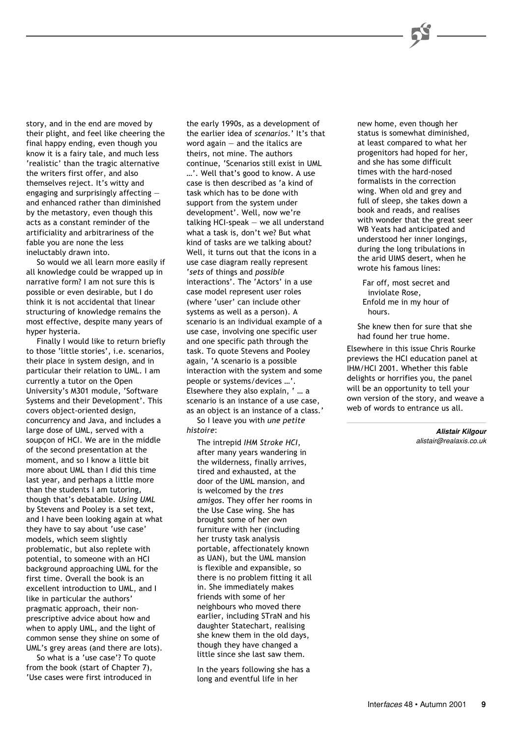story, and in the end are moved by their plight, and feel like cheering the final happy ending, even though you know it is a fairy tale, and much less 'realistic' than the tragic alternative the writers first offer, and also themselves reject. It's witty and engaging and surprisingly affecting — and enhanced rather than diminished by the metastory, even though this acts as a constant reminder of the artificiality and arbitrariness of the fable you are none the less ineluctably drawn into.

So would we all learn more easily if all knowledge could be wrapped up in narrative form? I am not sure this is possible or even desirable, but I do think it is not accidental that linear structuring of knowledge remains the most effective, despite many years of hyper hysteria.

Finally I would like to return briefly to those 'little stories', i.e. scenarios, their place in system design, and in particular their relation to UML. I am currently a tutor on the Open University's M301 module, 'Software Systems and their Development'. This covers object-oriented design, concurrency and Java, and includes a large dose of UML, served with a soupçon of HCI. We are in the middle of the second presentation at the moment, and so I know a little bit more about UML than I did this time last year, and perhaps a little more than the students I am tutoring, though that's debatable. *Using UML* by Stevens and Pooley is a set text, and I have been looking again at what they have to say about 'use case' models, which seem slightly problematic, but also replete with potential, to someone with an HCI background approaching UML for the first time. Overall the book is an excellent introduction to UML, and I like in particular the authors' pragmatic approach, their non-prescriptive advice about how and when to apply UML, and the light of common sense they shine on some of UML's grey areas (and there are lots).

So what is a 'use case'? To quote from the book (start of Chapter 7), 'Use cases were first introduced in the early 1990s, as a development of the earlier idea of *scenarios*.' It's that word again — and the italics are theirs, not mine. The authors continue, 'Scenarios still exist in UML …'. Well that's good to know. A use case is then described as 'a kind of task which has to be done with support from the system under development'. Well, now we're talking HCI-speak — we all understand what a task is, don't we? But what kind of tasks are we talking about? Well, it turns out that the icons in a use case diagram really represent '*sets* of things and *possible* interactions'. The 'Actors' in a use case model represent user roles (where 'user' can include other systems as well as a person). A scenario is an individual example of a use case, involving one specific user and one specific path through the task. To quote Stevens and Pooley again, 'A scenario is a possible interaction with the system and some people or systems/devices …'. Elsewhere they also explain, ' … a scenario is an instance of a use case, as an object is an instance of a class.'

So I leave you with *une petite histoire*:

> The intrepid *IHM Stroke HCI*, after many years wandering in the wilderness, finally arrives, tired and exhausted, at the door of the UML mansion, and is welcomed by the *tres amigos*. They offer her rooms in the Use Case wing. She has brought some of her own furniture with her (including her trusty task analysis portable, affectionately known as UAN), but the UML mansion is flexible and expansible, so there is no problem fitting it all in. She immediately makes friends with some of her neighbours who moved there earlier, including STraN and his daughter Statechart, realising she knew them in the old days, though they have changed a little since she last saw them.
>
> In the years following she has a long and eventful life in her new home, even though her status is somewhat diminished, at least compared to what her progenitors had hoped for her, and she has some difficult times with the hard-nosed formalists in the correction wing. When old and grey and full of sleep, she takes down a book and reads, and realises with wonder that the great seer WB Yeats had anticipated and understood her inner longings, during the long tribulations in the arid UIMS desert, when he wrote his famous lines:
>
> Far off, most secret and inviolate Rose,  
> Enfold me in my hour of hours.
>
> She knew then for sure that she had found her true home.

Elsewhere in this issue Chris Rourke previews the HCI education panel at IHM/HCI 2001. Whether this fable delights or horrifies you, the panel will be an opportunity to tell your own version of the story, and weave a web of words to entrance us all.

***Alistair Kilgour***  
*alistair@realaxis.co.uk*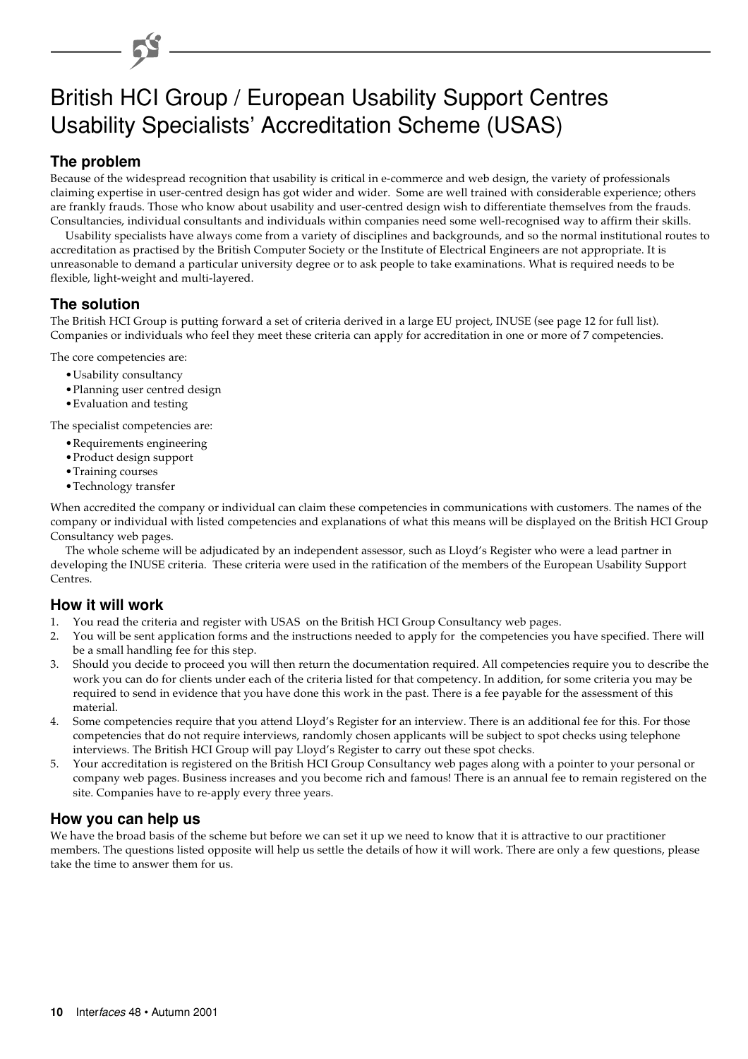# British HCI Group / European Usability Support Centres Usability Specialists' Accreditation Scheme (USAS)

## The problem

Because of the widespread recognition that usability is critical in e-commerce and web design, the variety of professionals claiming expertise in user-centred design has got wider and wider. Some are well trained with considerable experience; others are frankly frauds. Those who know about usability and user-centred design wish to differentiate themselves from the frauds. Consultancies, individual consultants and individuals within companies need some well-recognised way to affirm their skills.

Usability specialists have always come from a variety of disciplines and backgrounds, and so the normal institutional routes to accreditation as practised by the British Computer Society or the Institute of Electrical Engineers are not appropriate. It is unreasonable to demand a particular university degree or to ask people to take examinations. What is required needs to be flexible, light-weight and multi-layered.

## The solution

The British HCI Group is putting forward a set of criteria derived in a large EU project, INUSE (see page 12 for full list). Companies or individuals who feel they meet these criteria can apply for accreditation in one or more of 7 competencies.

The core competencies are:

- Usability consultancy
- Planning user centred design
- Evaluation and testing

The specialist competencies are:

- Requirements engineering
- Product design support
- Training courses
- Technology transfer

When accredited the company or individual can claim these competencies in communications with customers. The names of the company or individual with listed competencies and explanations of what this means will be displayed on the British HCI Group Consultancy web pages.

The whole scheme will be adjudicated by an independent assessor, such as Lloyd's Register who were a lead partner in developing the INUSE criteria. These criteria were used in the ratification of the members of the European Usability Support Centres.

## How it will work

1. You read the criteria and register with USAS on the British HCI Group Consultancy web pages.
2. You will be sent application forms and the instructions needed to apply for the competencies you have specified. There will be a small handling fee for this step.
3. Should you decide to proceed you will then return the documentation required. All competencies require you to describe the work you can do for clients under each of the criteria listed for that competency. In addition, for some criteria you may be required to send in evidence that you have done this work in the past. There is a fee payable for the assessment of this material.
4. Some competencies require that you attend Lloyd's Register for an interview. There is an additional fee for this. For those competencies that do not require interviews, randomly chosen applicants will be subject to spot checks using telephone interviews. The British HCI Group will pay Lloyd's Register to carry out these spot checks.
5. Your accreditation is registered on the British HCI Group Consultancy web pages along with a pointer to your personal or company web pages. Business increases and you become rich and famous! There is an annual fee to remain registered on the site. Companies have to re-apply every three years.

## How you can help us

We have the broad basis of the scheme but before we can set it up we need to know that it is attractive to our practitioner members. The questions listed opposite will help us settle the details of how it will work. There are only a few questions, please take the time to answer them for us.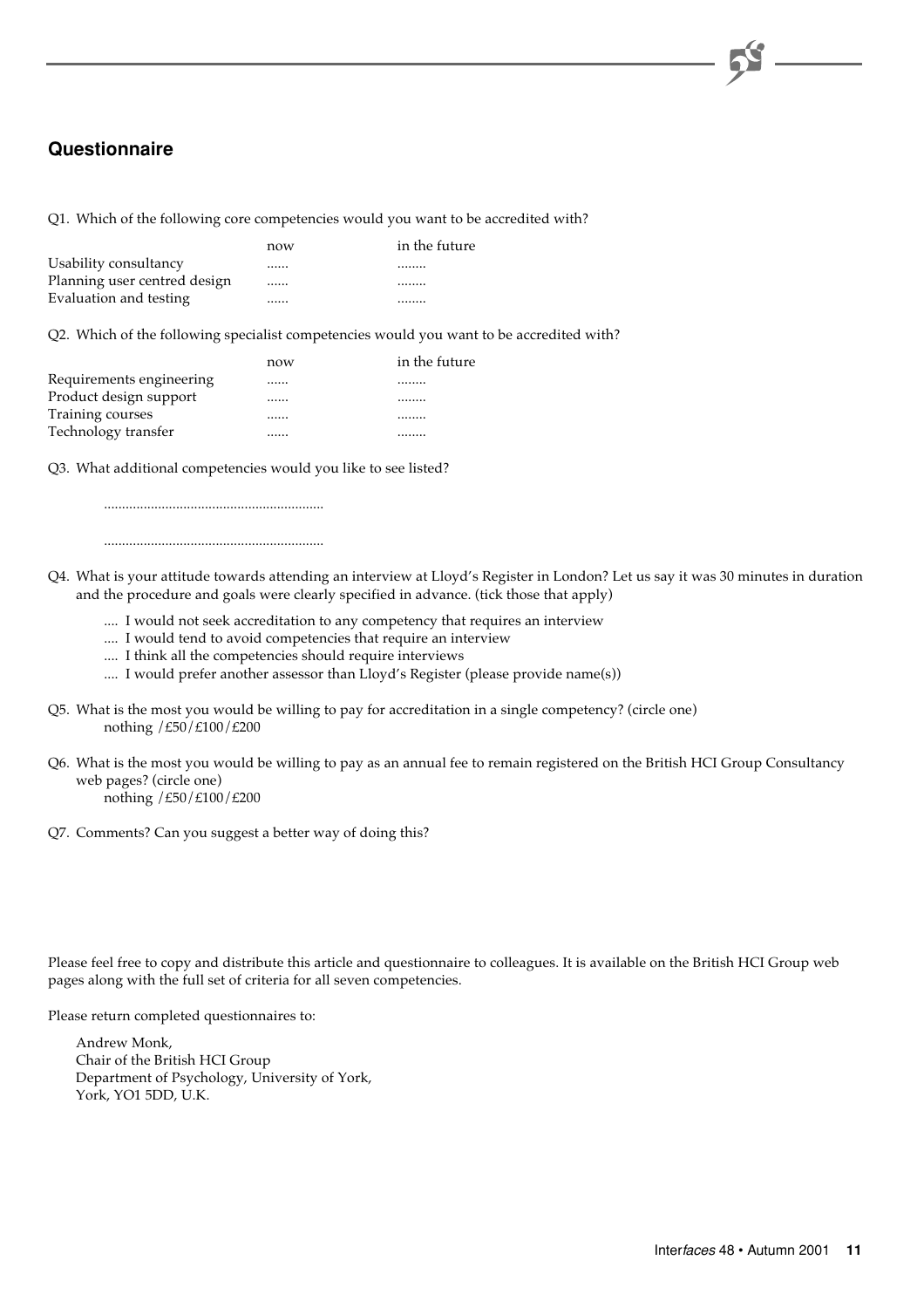## Questionnaire

Q1. Which of the following core competencies would you want to be accredited with?

| | now | in the future |
|---|---|---|
| Usability consultancy | ...... | ........ |
| Planning user centred design | ...... | ........ |
| Evaluation and testing | ...... | ........ |

Q2. Which of the following specialist competencies would you want to be accredited with?

| | now | in the future |
|---|---|---|
| Requirements engineering | ...... | ........ |
| Product design support | ...... | ........ |
| Training courses | ...... | ........ |
| Technology transfer | ...... | ........ |

Q3. What additional competencies would you like to see listed?

............................................................

............................................................

Q4. What is your attitude towards attending an interview at Lloyd's Register in London? Let us say it was 30 minutes in duration and the procedure and goals were clearly specified in advance. (tick those that apply)

.... I would not seek accreditation to any competency that requires an interview
.... I would tend to avoid competencies that require an interview
.... I think all the competencies should require interviews
.... I would prefer another assessor than Lloyd's Register (please provide name(s))

Q5. What is the most you would be willing to pay for accreditation in a single competency? (circle one)
nothing /£50/£100/£200

Q6. What is the most you would be willing to pay as an annual fee to remain registered on the British HCI Group Consultancy web pages? (circle one)
nothing /£50/£100/£200

Q7. Comments? Can you suggest a better way of doing this?

Please feel free to copy and distribute this article and questionnaire to colleagues. It is available on the British HCI Group web pages along with the full set of criteria for all seven competencies.

Please return completed questionnaires to:

Andrew Monk,
Chair of the British HCI Group
Department of Psychology, University of York,
York, YO1 5DD, U.K.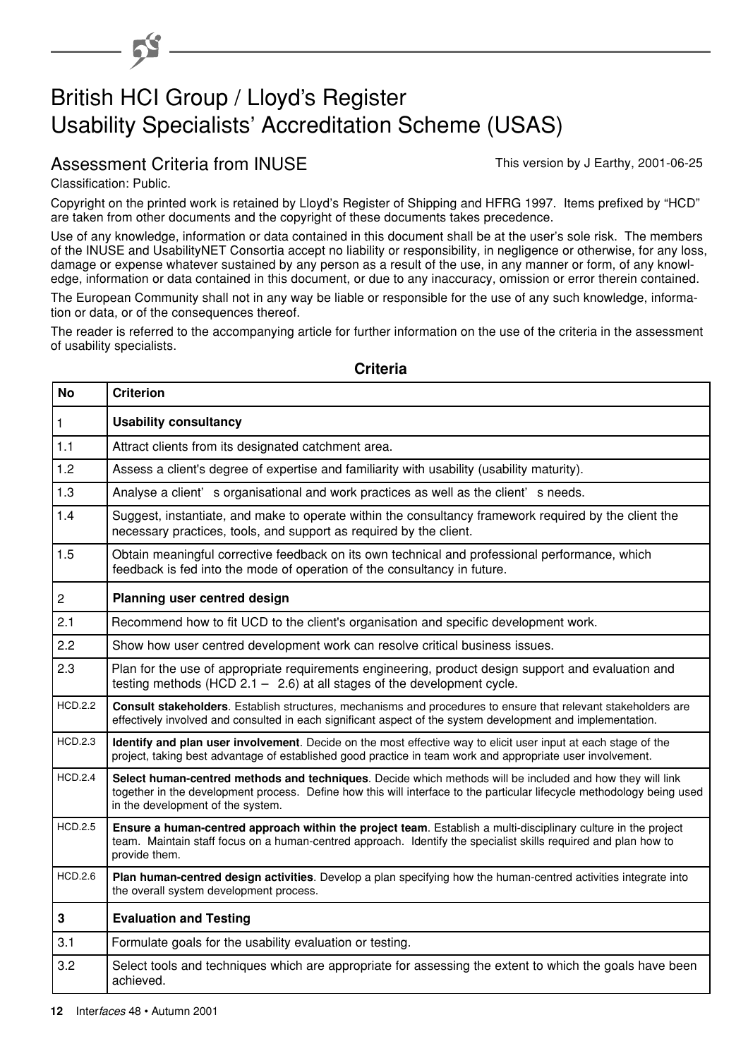# British HCI Group / Lloyd's Register Usability Specialists' Accreditation Scheme (USAS)

## Assessment Criteria from INUSE

This version by J Earthy, 2001-06-25

Classification: Public.

Copyright on the printed work is retained by Lloyd's Register of Shipping and HFRG 1997. Items prefixed by "HCD" are taken from other documents and the copyright of these documents takes precedence.

Use of any knowledge, information or data contained in this document shall be at the user's sole risk. The members of the INUSE and UsabilityNET Consortia accept no liability or responsibility, in negligence or otherwise, for any loss, damage or expense whatever sustained by any person as a result of the use, in any manner or form, of any knowledge, information or data contained in this document, or due to any inaccuracy, omission or error therein contained.

The European Community shall not in any way be liable or responsible for the use of any such knowledge, information or data, or of the consequences thereof.

The reader is referred to the accompanying article for further information on the use of the criteria in the assessment of usability specialists.

### Criteria

| No | Criterion |
|---|---|
| 1 | **Usability consultancy** |
| 1.1 | Attract clients from its designated catchment area. |
| 1.2 | Assess a client's degree of expertise and familiarity with usability (usability maturity). |
| 1.3 | Analyse a client's organisational and work practices as well as the client's needs. |
| 1.4 | Suggest, instantiate, and make to operate within the consultancy framework required by the client the necessary practices, tools, and support as required by the client. |
| 1.5 | Obtain meaningful corrective feedback on its own technical and professional performance, which feedback is fed into the mode of operation of the consultancy in future. |
| 2 | **Planning user centred design** |
| 2.1 | Recommend how to fit UCD to the client's organisation and specific development work. |
| 2.2 | Show how user centred development work can resolve critical business issues. |
| 2.3 | Plan for the use of appropriate requirements engineering, product design support and evaluation and testing methods (HCD 2.1 – 2.6) at all stages of the development cycle. |
| HCD.2.2 | **Consult stakeholders**. Establish structures, mechanisms and procedures to ensure that relevant stakeholders are effectively involved and consulted in each significant aspect of the system development and implementation. |
| HCD.2.3 | **Identify and plan user involvement**. Decide on the most effective way to elicit user input at each stage of the project, taking best advantage of established good practice in team work and appropriate user involvement. |
| HCD.2.4 | **Select human-centred methods and techniques**. Decide which methods will be included and how they will link together in the development process. Define how this will interface to the particular lifecycle methodology being used in the development of the system. |
| HCD.2.5 | **Ensure a human-centred approach within the project team**. Establish a multi-disciplinary culture in the project team. Maintain staff focus on a human-centred approach. Identify the specialist skills required and plan how to provide them. |
| HCD.2.6 | **Plan human-centred design activities**. Develop a plan specifying how the human-centred activities integrate into the overall system development process. |
| 3 | **Evaluation and Testing** |
| 3.1 | Formulate goals for the usability evaluation or testing. |
| 3.2 | Select tools and techniques which are appropriate for assessing the extent to which the goals have been achieved. |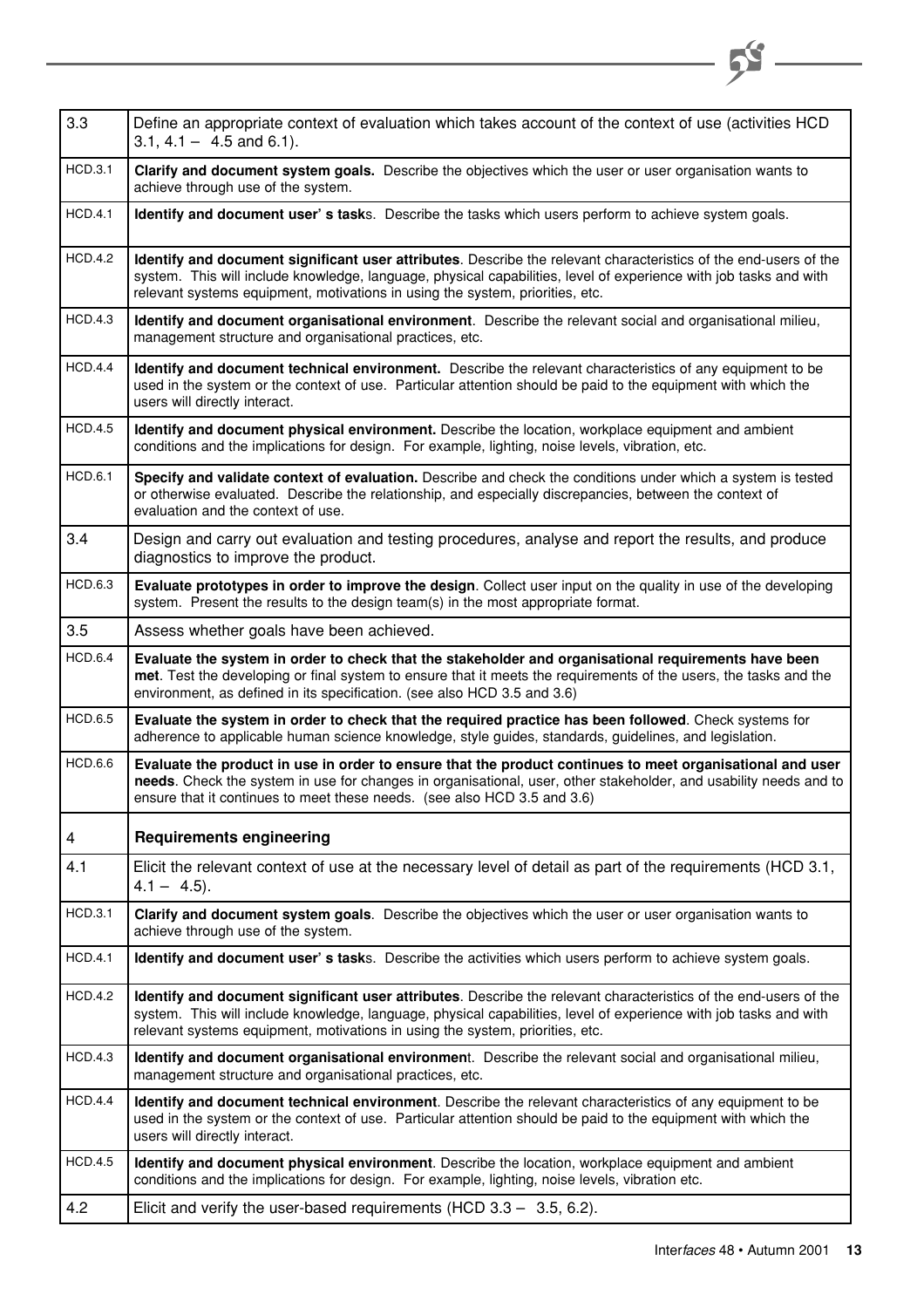| | |
|---|---|
| 3.3 | Define an appropriate context of evaluation which takes account of the context of use (activities HCD 3.1, 4.1 – 4.5 and 6.1). |
| HCD.3.1 | **Clarify and document system goals.** Describe the objectives which the user or user organisation wants to achieve through use of the system. |
| HCD.4.1 | **Identify and document user's task**s. Describe the tasks which users perform to achieve system goals. |
| HCD.4.2 | **Identify and document significant user attributes**. Describe the relevant characteristics of the end-users of the system. This will include knowledge, language, physical capabilities, level of experience with job tasks and with relevant systems equipment, motivations in using the system, priorities, etc. |
| HCD.4.3 | **Identify and document organisational environment**. Describe the relevant social and organisational milieu, management structure and organisational practices, etc. |
| HCD.4.4 | **Identify and document technical environment.** Describe the relevant characteristics of any equipment to be used in the system or the context of use. Particular attention should be paid to the equipment with which the users will directly interact. |
| HCD.4.5 | **Identify and document physical environment.** Describe the location, workplace equipment and ambient conditions and the implications for design. For example, lighting, noise levels, vibration, etc. |
| HCD.6.1 | **Specify and validate context of evaluation.** Describe and check the conditions under which a system is tested or otherwise evaluated. Describe the relationship, and especially discrepancies, between the context of evaluation and the context of use. |
| 3.4 | Design and carry out evaluation and testing procedures, analyse and report the results, and produce diagnostics to improve the product. |
| HCD.6.3 | **Evaluate prototypes in order to improve the design**. Collect user input on the quality in use of the developing system. Present the results to the design team(s) in the most appropriate format. |
| 3.5 | Assess whether goals have been achieved. |
| HCD.6.4 | **Evaluate the system in order to check that the stakeholder and organisational requirements have been met**. Test the developing or final system to ensure that it meets the requirements of the users, the tasks and the environment, as defined in its specification. (see also HCD 3.5 and 3.6) |
| HCD.6.5 | **Evaluate the system in order to check that the required practice has been followed**. Check systems for adherence to applicable human science knowledge, style guides, standards, guidelines, and legislation. |
| HCD.6.6 | **Evaluate the product in use in order to ensure that the product continues to meet organisational and user needs**. Check the system in use for changes in organisational, user, other stakeholder, and usability needs and to ensure that it continues to meet these needs. (see also HCD 3.5 and 3.6) |
| 4 | **Requirements engineering** |
| 4.1 | Elicit the relevant context of use at the necessary level of detail as part of the requirements (HCD 3.1, 4.1 – 4.5). |
| HCD.3.1 | **Clarify and document system goals**. Describe the objectives which the user or user organisation wants to achieve through use of the system. |
| HCD.4.1 | **Identify and document user's task**s. Describe the activities which users perform to achieve system goals. |
| HCD.4.2 | **Identify and document significant user attributes**. Describe the relevant characteristics of the end-users of the system. This will include knowledge, language, physical capabilities, level of experience with job tasks and with relevant systems equipment, motivations in using the system, priorities, etc. |
| HCD.4.3 | **Identify and document organisational environmen**t. Describe the relevant social and organisational milieu, management structure and organisational practices, etc. |
| HCD.4.4 | **Identify and document technical environment**. Describe the relevant characteristics of any equipment to be used in the system or the context of use. Particular attention should be paid to the equipment with which the users will directly interact. |
| HCD.4.5 | **Identify and document physical environment**. Describe the location, workplace equipment and ambient conditions and the implications for design. For example, lighting, noise levels, vibration etc. |
| 4.2 | Elicit and verify the user-based requirements (HCD 3.3 – 3.5, 6.2). |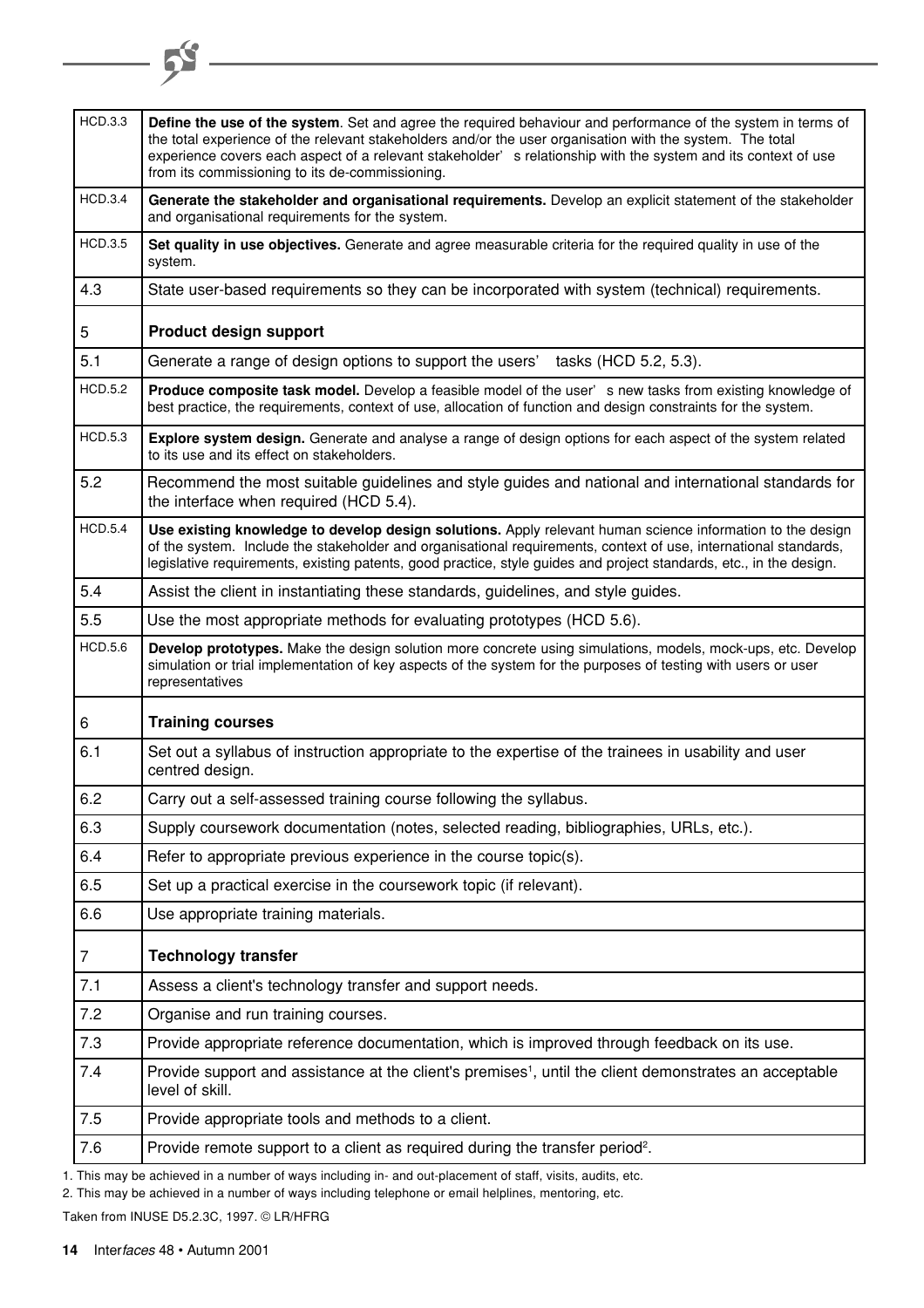| | |
|---|---|
| HCD.3.3 | **Define the use of the system**. Set and agree the required behaviour and performance of the system in terms of the total experience of the relevant stakeholders and/or the user organisation with the system. The total experience covers each aspect of a relevant stakeholder's relationship with the system and its context of use from its commissioning to its de-commissioning. |
| HCD.3.4 | **Generate the stakeholder and organisational requirements.** Develop an explicit statement of the stakeholder and organisational requirements for the system. |
| HCD.3.5 | **Set quality in use objectives.** Generate and agree measurable criteria for the required quality in use of the system. |
| 4.3 | State user-based requirements so they can be incorporated with system (technical) requirements. |
| 5 | **Product design support** |
| 5.1 | Generate a range of design options to support the users' tasks (HCD 5.2, 5.3). |
| HCD.5.2 | **Produce composite task model.** Develop a feasible model of the user's new tasks from existing knowledge of best practice, the requirements, context of use, allocation of function and design constraints for the system. |
| HCD.5.3 | **Explore system design.** Generate and analyse a range of design options for each aspect of the system related to its use and its effect on stakeholders. |
| 5.2 | Recommend the most suitable guidelines and style guides and national and international standards for the interface when required (HCD 5.4). |
| HCD.5.4 | **Use existing knowledge to develop design solutions.** Apply relevant human science information to the design of the system. Include the stakeholder and organisational requirements, context of use, international standards, legislative requirements, existing patents, good practice, style guides and project standards, etc., in the design. |
| 5.4 | Assist the client in instantiating these standards, guidelines, and style guides. |
| 5.5 | Use the most appropriate methods for evaluating prototypes (HCD 5.6). |
| HCD.5.6 | **Develop prototypes.** Make the design solution more concrete using simulations, models, mock-ups, etc. Develop simulation or trial implementation of key aspects of the system for the purposes of testing with users or user representatives |
| 6 | **Training courses** |
| 6.1 | Set out a syllabus of instruction appropriate to the expertise of the trainees in usability and user centred design. |
| 6.2 | Carry out a self-assessed training course following the syllabus. |
| 6.3 | Supply coursework documentation (notes, selected reading, bibliographies, URLs, etc.). |
| 6.4 | Refer to appropriate previous experience in the course topic(s). |
| 6.5 | Set up a practical exercise in the coursework topic (if relevant). |
| 6.6 | Use appropriate training materials. |
| 7 | **Technology transfer** |
| 7.1 | Assess a client's technology transfer and support needs. |
| 7.2 | Organise and run training courses. |
| 7.3 | Provide appropriate reference documentation, which is improved through feedback on its use. |
| 7.4 | Provide support and assistance at the client's premises[1], until the client demonstrates an acceptable level of skill. |
| 7.5 | Provide appropriate tools and methods to a client. |
| 7.6 | Provide remote support to a client as required during the transfer period[2]. |

1. This may be achieved in a number of ways including in- and out-placement of staff, visits, audits, etc.
2. This may be achieved in a number of ways including telephone or email helplines, mentoring, etc.

Taken from INUSE D5.2.3C, 1997. © LR/HFRG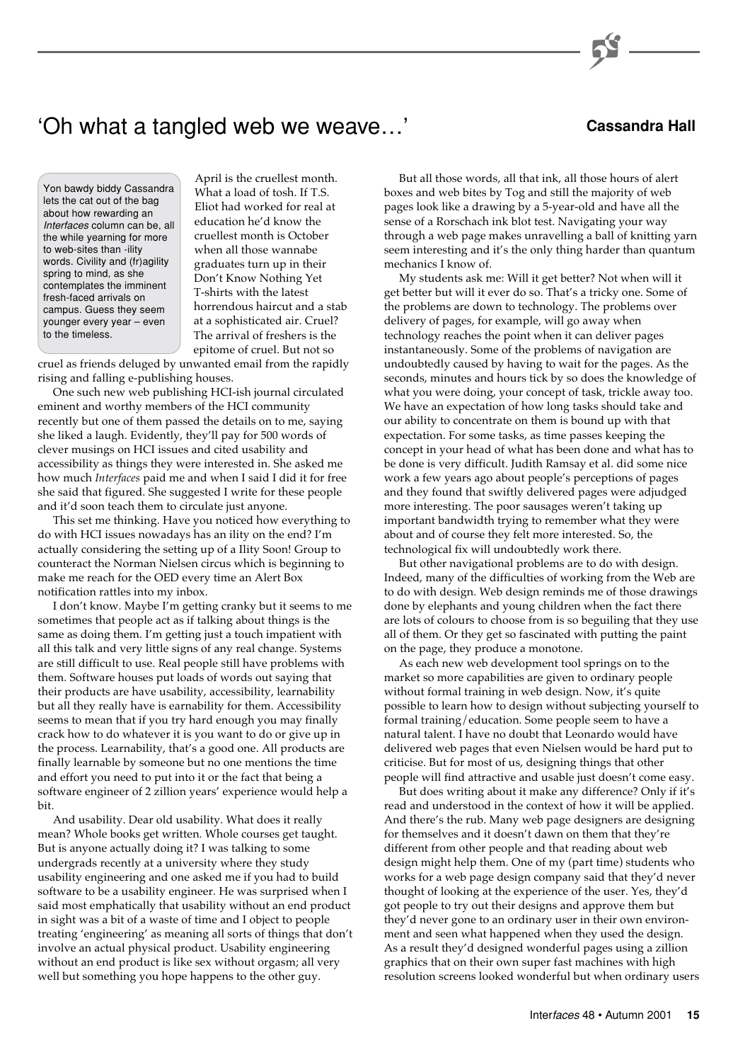# 'Oh what a tangled web we weave…'

**Cassandra Hall**

Yon bawdy biddy Cassandra lets the cat out of the bag about how rewarding an *Interfaces* column can be, all the while yearning for more to web-sites than -ility words. Civility and (fr)agility spring to mind, as she contemplates the imminent fresh-faced arrivals on campus. Guess they seem younger every year – even to the timeless.

April is the cruellest month. What a load of tosh. If T.S. Eliot had worked for real at education he'd know the cruellest month is October when all those wannabe graduates turn up in their Don't Know Nothing Yet T-shirts with the latest horrendous haircut and a stab at a sophisticated air. Cruel? The arrival of freshers is the epitome of cruel. But not so cruel as friends deluged by unwanted email from the rapidly rising and falling e-publishing houses.

One such new web publishing HCI-ish journal circulated eminent and worthy members of the HCI community recently but one of them passed the details on to me, saying she liked a laugh. Evidently, they'll pay for 500 words of clever musings on HCI issues and cited usability and accessibility as things they were interested in. She asked me how much *Interfaces* paid me and when I said I did it for free she said that figured. She suggested I write for these people and it'd soon teach them to circulate just anyone.

This set me thinking. Have you noticed how everything to do with HCI issues nowadays has an ility on the end? I'm actually considering the setting up of a Ility Soon! Group to counteract the Norman Nielsen circus which is beginning to make me reach for the OED every time an Alert Box notification rattles into my inbox.

I don't know. Maybe I'm getting cranky but it seems to me sometimes that people act as if talking about things is the same as doing them. I'm getting just a touch impatient with all this talk and very little signs of any real change. Systems are still difficult to use. Real people still have problems with them. Software houses put loads of words out saying that their products are have usability, accessibility, learnability but all they really have is earnability for them. Accessibility seems to mean that if you try hard enough you may finally crack how to do whatever it is you want to do or give up in the process. Learnability, that's a good one. All products are finally learnable by someone but no one mentions the time and effort you need to put into it or the fact that being a software engineer of 2 zillion years' experience would help a bit.

And usability. Dear old usability. What does it really mean? Whole books get written. Whole courses get taught. But is anyone actually doing it? I was talking to some undergrads recently at a university where they study usability engineering and one asked me if you had to build software to be a usability engineer. He was surprised when I said most emphatically that usability without an end product in sight was a bit of a waste of time and I object to people treating 'engineering' as meaning all sorts of things that don't involve an actual physical product. Usability engineering without an end product is like sex without orgasm; all very well but something you hope happens to the other guy.

But all those words, all that ink, all those hours of alert boxes and web bites by Tog and still the majority of web pages look like a drawing by a 5-year-old and have all the sense of a Rorschach ink blot test. Navigating your way through a web page makes unravelling a ball of knitting yarn seem interesting and it's the only thing harder than quantum mechanics I know of.

My students ask me: Will it get better? Not when will it get better but will it ever do so. That's a tricky one. Some of the problems are down to technology. The problems over delivery of pages, for example, will go away when technology reaches the point when it can deliver pages instantaneously. Some of the problems of navigation are undoubtedly caused by having to wait for the pages. As the seconds, minutes and hours tick by so does the knowledge of what you were doing, your concept of task, trickle away too. We have an expectation of how long tasks should take and our ability to concentrate on them is bound up with that expectation. For some tasks, as time passes keeping the concept in your head of what has been done and what has to be done is very difficult. Judith Ramsay et al. did some nice work a few years ago about people's perceptions of pages and they found that swiftly delivered pages were adjudged more interesting. The poor sausages weren't taking up important bandwidth trying to remember what they were about and of course they felt more interested. So, the technological fix will undoubtedly work there.

But other navigational problems are to do with design. Indeed, many of the difficulties of working from the Web are to do with design. Web design reminds me of those drawings done by elephants and young children when the fact there are lots of colours to choose from is so beguiling that they use all of them. Or they get so fascinated with putting the paint on the page, they produce a monotone.

As each new web development tool springs on to the market so more capabilities are given to ordinary people without formal training in web design. Now, it's quite possible to learn how to design without subjecting yourself to formal training/education. Some people seem to have a natural talent. I have no doubt that Leonardo would have delivered web pages that even Nielsen would be hard put to criticise. But for most of us, designing things that other people will find attractive and usable just doesn't come easy.

But does writing about it make any difference? Only if it's read and understood in the context of how it will be applied. And there's the rub. Many web page designers are designing for themselves and it doesn't dawn on them that they're different from other people and that reading about web design might help them. One of my (part time) students who works for a web page design company said that they'd never thought of looking at the experience of the user. Yes, they'd got people to try out their designs and approve them but they'd never gone to an ordinary user in their own environment and seen what happened when they used the design. As a result they'd designed wonderful pages using a zillion graphics that on their own super fast machines with high resolution screens looked wonderful but when ordinary users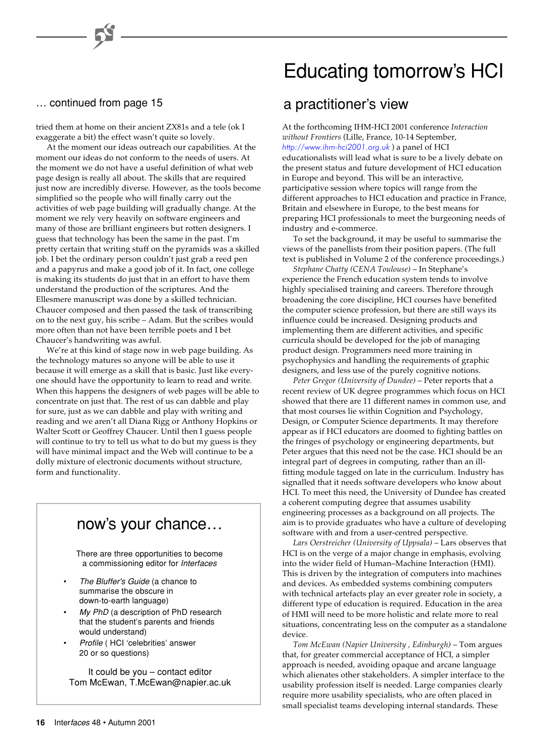… continued from page 15

tried them at home on their ancient ZX81s and a tele (ok I exaggerate a bit) the effect wasn't quite so lovely.

At the moment our ideas outreach our capabilities. At the moment our ideas do not conform to the needs of users. At the moment we do not have a useful definition of what web page design is really all about. The skills that are required just now are incredibly diverse. However, as the tools become simplified so the people who will finally carry out the activities of web page building will gradually change. At the moment we rely very heavily on software engineers and many of those are brilliant engineers but rotten designers. I guess that technology has been the same in the past. I'm pretty certain that writing stuff on the pyramids was a skilled job. I bet the ordinary person couldn't just grab a reed pen and a papyrus and make a good job of it. In fact, one college is making its students do just that in an effort to have them understand the production of the scriptures. And the Ellesmere manuscript was done by a skilled technician. Chaucer composed and then passed the task of transcribing on to the next guy, his scribe – Adam. But the scribes would more often than not have been terrible poets and I bet Chaucer's handwriting was awful.

We're at this kind of stage now in web page building. As the technology matures so anyone will be able to use it because it will emerge as a skill that is basic. Just like everyone should have the opportunity to learn to read and write. When this happens the designers of web pages will be able to concentrate on just that. The rest of us can dabble and play for sure, just as we can dabble and play with writing and reading and we aren't all Diana Rigg or Anthony Hopkins or Walter Scott or Geoffrey Chaucer. Until then I guess people will continue to try to tell us what to do but my guess is they will have minimal impact and the Web will continue to be a dolly mixture of electronic documents without structure, form and functionality.

## now's your chance…

There are three opportunities to become a commissioning editor for *Interfaces*

- *The Bluffer's Guide* (a chance to summarise the obscure in down-to-earth language)
- *My PhD* (a description of PhD research that the student's parents and friends would understand)
- *Profile* ( HCI 'celebrities' answer 20 or so questions)

It could be you – contact editor Tom McEwan, T.McEwan@napier.ac.uk

# Educating tomorrow's HCI

## a practitioner's view

At the forthcoming IHM-HCI 2001 conference *Interaction without Frontiers* (Lille, France, 10-14 September, http://www.ihm-hci2001.org.uk ) a panel of HCI educationalists will lead what is sure to be a lively debate on the present status and future development of HCI education in Europe and beyond. This will be an interactive, participative session where topics will range from the different approaches to HCI education and practice in France, Britain and elsewhere in Europe, to the best means for preparing HCI professionals to meet the burgeoning needs of industry and e-commerce.

To set the background, it may be useful to summarise the views of the panellists from their position papers. (The full text is published in Volume 2 of the conference proceedings.)

*Stephane Chatty (CENA Toulouse)* – In Stephane's experience the French education system tends to involve highly specialised training and careers. Therefore through broadening the core discipline, HCI courses have benefited the computer science profession, but there are still ways its influence could be increased. Designing products and implementing them are different activities, and specific curricula should be developed for the job of managing product design. Programmers need more training in psychophysics and handling the requirements of graphic designers, and less use of the purely cognitive notions.

*Peter Gregor (University of Dundee)* – Peter reports that a recent review of UK degree programmes which focus on HCI showed that there are 11 different names in common use, and that most courses lie within Cognition and Psychology, Design, or Computer Science departments. It may therefore appear as if HCI educators are doomed to fighting battles on the fringes of psychology or engineering departments, but Peter argues that this need not be the case. HCI should be an integral part of degrees in computing, rather than an ill-fitting module tagged on late in the curriculum. Industry has signalled that it needs software developers who know about HCI. To meet this need, the University of Dundee has created a coherent computing degree that assumes usability engineering processes as a background on all projects. The aim is to provide graduates who have a culture of developing software with and from a user-centred perspective.

*Lars Oerstreicher (University of Uppsala)* – Lars observes that HCI is on the verge of a major change in emphasis, evolving into the wider field of Human–Machine Interaction (HMI). This is driven by the integration of computers into machines and devices. As embedded systems combining computers with technical artefacts play an ever greater role in society, a different type of education is required. Education in the area of HMI will need to be more holistic and relate more to real situations, concentrating less on the computer as a standalone device.

*Tom McEwan (Napier University , Edinburgh)* – Tom argues that, for greater commercial acceptance of HCI, a simpler approach is needed, avoiding opaque and arcane language which alienates other stakeholders. A simpler interface to the usability profession itself is needed. Large companies clearly require more usability specialists, who are often placed in small specialist teams developing internal standards. These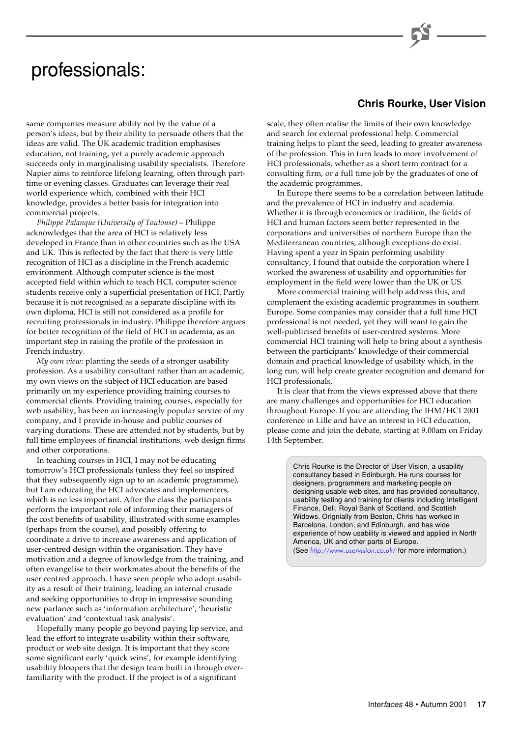# professionals:

## Chris Rourke, User Vision

same companies measure ability not by the value of a person's ideas, but by their ability to persuade others that the ideas are valid. The UK academic tradition emphasises education, not training, yet a purely academic approach succeeds only in marginalising usability specialists. Therefore Napier aims to reinforce lifelong learning, often through part-time or evening classes. Graduates can leverage their real world experience which, combined with their HCI knowledge, provides a better basis for integration into commercial projects.

*Philippe Palanque (University of Toulouse)* – Philippe acknowledges that the area of HCI is relatively less developed in France than in other countries such as the USA and UK. This is reflected by the fact that there is very little recognition of HCI as a discipline in the French academic environment. Although computer science is the most accepted field within which to teach HCI, computer science students receive only a superficial presentation of HCI. Partly because it is not recognised as a separate discipline with its own diploma, HCI is still not considered as a profile for recruiting professionals in industry. Philippe therefore argues for better recognition of the field of HCI in academia, as an important step in raising the profile of the profession in French industry.

*My own view*: planting the seeds of a stronger usability profession. As a usability consultant rather than an academic, my own views on the subject of HCI education are based primarily on my experience providing training courses to commercial clients. Providing training courses, especially for web usability, has been an increasingly popular service of my company, and I provide in-house and public courses of varying durations. These are attended not by students, but by full time employees of financial institutions, web design firms and other corporations.

In teaching courses in HCI, I may not be educating tomorrow's HCI professionals (unless they feel so inspired that they subsequently sign up to an academic programme), but I am educating the HCI advocates and implementers, which is no less important. After the class the participants perform the important role of informing their managers of the cost benefits of usability, illustrated with some examples (perhaps from the course), and possibly offering to coordinate a drive to increase awareness and application of user-centred design within the organisation. They have motivation and a degree of knowledge from the training, and often evangelise to their workmates about the benefits of the user centred approach. I have seen people who adopt usability as a result of their training, leading an internal crusade and seeking opportunities to drop in impressive sounding new parlance such as 'information architecture', 'heuristic evaluation' and 'contextual task analysis'.

Hopefully many people go beyond paying lip service, and lead the effort to integrate usability within their software, product or web site design. It is important that they score some significant early 'quick wins', for example identifying usability bloopers that the design team built in through over-familiarity with the product. If the project is of a significant scale, they often realise the limits of their own knowledge and search for external professional help. Commercial training helps to plant the seed, leading to greater awareness of the profession. This in turn leads to more involvement of HCI professionals, whether as a short term contract for a consulting firm, or a full time job by the graduates of one of the academic programmes.

In Europe there seems to be a correlation between latitude and the prevalence of HCI in industry and academia. Whether it is through economics or tradition, the fields of HCI and human factors seem better represented in the corporations and universities of northern Europe than the Mediterranean countries, although exceptions do exist. Having spent a year in Spain performing usability consultancy, I found that outside the corporation where I worked the awareness of usability and opportunities for employment in the field were lower than the UK or US.

More commercial training will help address this, and complement the existing academic programmes in southern Europe. Some companies may consider that a full time HCI professional is not needed, yet they will want to gain the well-publicised benefits of user-centred systems. More commercial HCI training will help to bring about a synthesis between the participants' knowledge of their commercial domain and practical knowledge of usability which, in the long run, will help create greater recognition and demand for HCI professionals.

It is clear that from the views expressed above that there are many challenges and opportunities for HCI education throughout Europe. If you are attending the IHM/HCI 2001 conference in Lille and have an interest in HCI education, please come and join the debate, starting at 9.00am on Friday 14th September.

Chris Rourke is the Director of User Vision, a usability consultancy based in Edinburgh. He runs courses for designers, programmers and marketing people on designing usable web sites, and has provided consultancy, usability testing and training for clients including Intelligent Finance, Dell, Royal Bank of Scotland, and Scottish Widows. Orignially from Boston, Chris has worked in Barcelona, London, and Edinburgh, and has wide experience of how usability is viewed and applied in North America, UK and other parts of Europe.
(See *http://www.uservision.co.uk/* for more information.)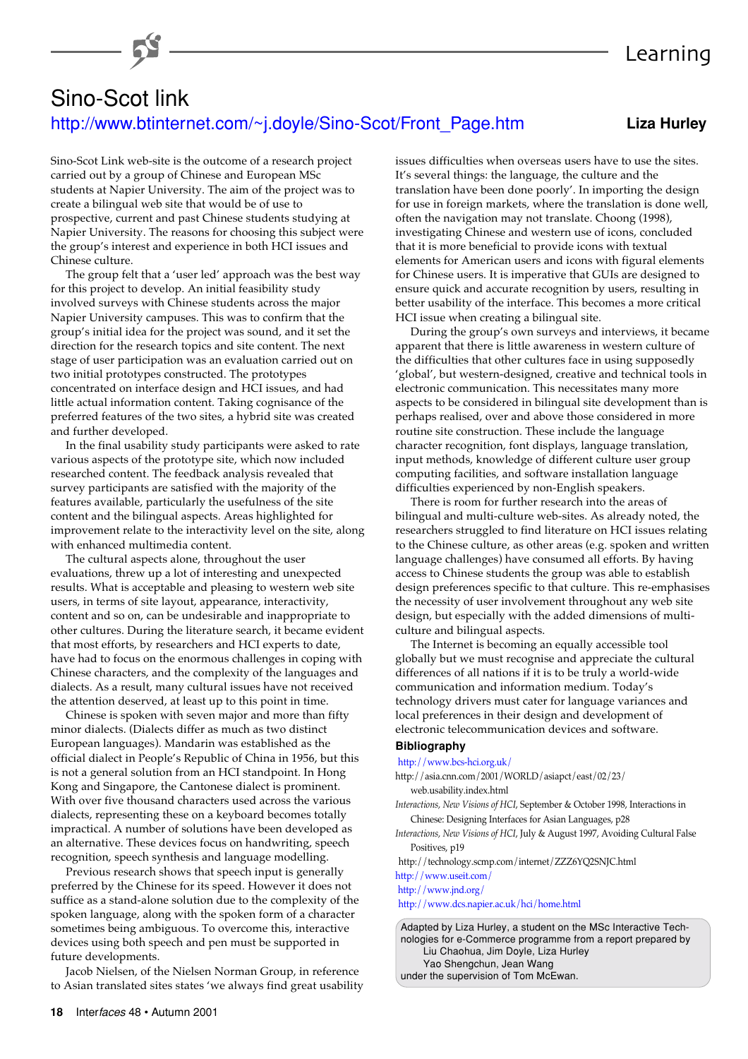# Sino-Scot link

http://www.btinternet.com/~j.doyle/Sino-Scot/Front_Page.htm

**Liza Hurley**

Sino-Scot Link web-site is the outcome of a research project carried out by a group of Chinese and European MSc students at Napier University. The aim of the project was to create a bilingual web site that would be of use to prospective, current and past Chinese students studying at Napier University. The reasons for choosing this subject were the group's interest and experience in both HCI issues and Chinese culture.

The group felt that a 'user led' approach was the best way for this project to develop. An initial feasibility study involved surveys with Chinese students across the major Napier University campuses. This was to confirm that the group's initial idea for the project was sound, and it set the direction for the research topics and site content. The next stage of user participation was an evaluation carried out on two initial prototypes constructed. The prototypes concentrated on interface design and HCI issues, and had little actual information content. Taking cognisance of the preferred features of the two sites, a hybrid site was created and further developed.

In the final usability study participants were asked to rate various aspects of the prototype site, which now included researched content. The feedback analysis revealed that survey participants are satisfied with the majority of the features available, particularly the usefulness of the site content and the bilingual aspects. Areas highlighted for improvement relate to the interactivity level on the site, along with enhanced multimedia content.

The cultural aspects alone, throughout the user evaluations, threw up a lot of interesting and unexpected results. What is acceptable and pleasing to western web site users, in terms of site layout, appearance, interactivity, content and so on, can be undesirable and inappropriate to other cultures. During the literature search, it became evident that most efforts, by researchers and HCI experts to date, have had to focus on the enormous challenges in coping with Chinese characters, and the complexity of the languages and dialects. As a result, many cultural issues have not received the attention deserved, at least up to this point in time.

Chinese is spoken with seven major and more than fifty minor dialects. (Dialects differ as much as two distinct European languages). Mandarin was established as the official dialect in People's Republic of China in 1956, but this is not a general solution from an HCI standpoint. In Hong Kong and Singapore, the Cantonese dialect is prominent. With over five thousand characters used across the various dialects, representing these on a keyboard becomes totally impractical. A number of solutions have been developed as an alternative. These devices focus on handwriting, speech recognition, speech synthesis and language modelling.

Previous research shows that speech input is generally preferred by the Chinese for its speed. However it does not suffice as a stand-alone solution due to the complexity of the spoken language, along with the spoken form of a character sometimes being ambiguous. To overcome this, interactive devices using both speech and pen must be supported in future developments.

Jacob Nielsen, of the Nielsen Norman Group, in reference to Asian translated sites states 'we always find great usability issues difficulties when overseas users have to use the sites. It's several things: the language, the culture and the translation have been done poorly'. In importing the design for use in foreign markets, where the translation is done well, often the navigation may not translate. Choong (1998), investigating Chinese and western use of icons, concluded that it is more beneficial to provide icons with textual elements for American users and icons with figural elements for Chinese users. It is imperative that GUIs are designed to ensure quick and accurate recognition by users, resulting in better usability of the interface. This becomes a more critical HCI issue when creating a bilingual site.

During the group's own surveys and interviews, it became apparent that there is little awareness in western culture of the difficulties that other cultures face in using supposedly 'global', but western-designed, creative and technical tools in electronic communication. This necessitates many more aspects to be considered in bilingual site development than is perhaps realised, over and above those considered in more routine site construction. These include the language character recognition, font displays, language translation, input methods, knowledge of different culture user group computing facilities, and software installation language difficulties experienced by non-English speakers.

There is room for further research into the areas of bilingual and multi-culture web-sites. As already noted, the researchers struggled to find literature on HCI issues relating to the Chinese culture, as other areas (e.g. spoken and written language challenges) have consumed all efforts. By having access to Chinese students the group was able to establish design preferences specific to that culture. This re-emphasises the necessity of user involvement throughout any web site design, but especially with the added dimensions of multi-culture and bilingual aspects.

The Internet is becoming an equally accessible tool globally but we must recognise and appreciate the cultural differences of all nations if it is to be truly a world-wide communication and information medium. Today's technology drivers must cater for language variances and local preferences in their design and development of electronic telecommunication devices and software.

### Bibliography

http://www.bcs-hci.org.uk/

http://asia.cnn.com/2001/WORLD/asiapct/east/02/23/web.usability.index.html

*Interactions, New Visions of HCI*, September & October 1998, Interactions in Chinese: Designing Interfaces for Asian Languages, p28

*Interactions, New Visions of HCI*, July & August 1997, Avoiding Cultural False Positives, p19

http://technology.scmp.com/internet/ZZZ6YQ2SNJC.html

http://www.useit.com/

http://www.jnd.org/

http://www.dcs.napier.ac.uk/hci/home.html

Adapted by Liza Hurley, a student on the MSc Interactive Technologies for e-Commerce programme from a report prepared by Liu Chaohua, Jim Doyle, Liza Hurley Yao Shengchun, Jean Wang under the supervision of Tom McEwan.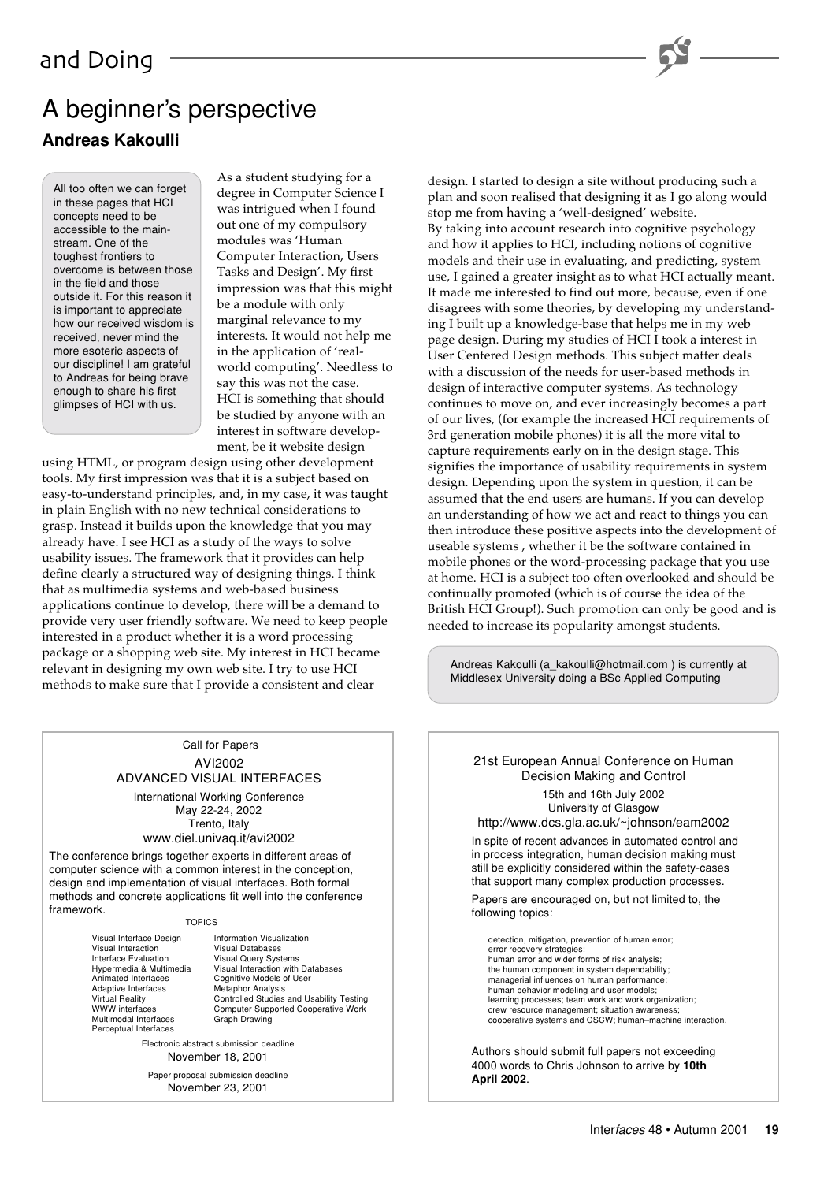# A beginner's perspective

**Andreas Kakoulli**

All too often we can forget in these pages that HCI concepts need to be accessible to the mainstream. One of the toughest frontiers to overcome is between those in the field and those outside it. For this reason it is important to appreciate how our received wisdom is received, never mind the more esoteric aspects of our discipline! I am grateful to Andreas for being brave enough to share his first glimpses of HCI with us.

As a student studying for a degree in Computer Science I was intrigued when I found out one of my compulsory modules was 'Human Computer Interaction, Users Tasks and Design'. My first impression was that this might be a module with only marginal relevance to my interests. It would not help me in the application of 'real-world computing'. Needless to say this was not the case. HCI is something that should be studied by anyone with an interest in software development, be it website design using HTML, or program design using other development tools. My first impression was that it is a subject based on easy-to-understand principles, and, in my case, it was taught in plain English with no new technical considerations to grasp. Instead it builds upon the knowledge that you may already have. I see HCI as a study of the ways to solve usability issues. The framework that it provides can help define clearly a structured way of designing things. I think that as multimedia systems and web-based business applications continue to develop, there will be a demand to provide very user friendly software. We need to keep people interested in a product whether it is a word processing package or a shopping web site. My interest in HCI became relevant in designing my own web site. I try to use HCI methods to make sure that I provide a consistent and clear design. I started to design a site without producing such a plan and soon realised that designing it as I go along would stop me from having a 'well-designed' website.

By taking into account research into cognitive psychology and how it applies to HCI, including notions of cognitive models and their use in evaluating, and predicting, system use, I gained a greater insight as to what HCI actually meant. It made me interested to find out more, because, even if one disagrees with some theories, by developing my understanding I built up a knowledge-base that helps me in my web page design. During my studies of HCI I took a interest in User Centered Design methods. This subject matter deals with a discussion of the needs for user-based methods in design of interactive computer systems. As technology continues to move on, and ever increasingly becomes a part of our lives, (for example the increased HCI requirements of 3rd generation mobile phones) it is all the more vital to capture requirements early on in the design stage. This signifies the importance of usability requirements in system design. Depending upon the system in question, it can be assumed that the end users are humans. If you can develop an understanding of how we act and react to things you can then introduce these positive aspects into the development of useable systems , whether it be the software contained in mobile phones or the word-processing package that you use at home. HCI is a subject too often overlooked and should be continually promoted (which is of course the idea of the British HCI Group!). Such promotion can only be good and is needed to increase its popularity amongst students.

Andreas Kakoulli (a_kakoulli@hotmail.com ) is currently at Middlesex University doing a BSc Applied Computing

---

Call for Papers

**AVI2002**
**ADVANCED VISUAL INTERFACES**

International Working Conference
May 22-24, 2002
Trento, Italy
www.diel.univaq.it/avi2002

The conference brings together experts in different areas of computer science with a common interest in the conception, design and implementation of visual interfaces. Both formal methods and concrete applications fit well into the conference framework.

TOPICS

- Visual Interface Design
- Visual Interaction
- Interface Evaluation
- Hypermedia & Multimedia
- Animated Interfaces
- Adaptive Interfaces
- Virtual Reality
- WWW interfaces
- Multimodal Interfaces
- Perceptual Interfaces
- Information Visualization
- Visual Databases
- Visual Query Systems
- Visual Interaction with Databases
- Cognitive Models of User
- Metaphor Analysis
- Controlled Studies and Usability Testing
- Computer Supported Cooperative Work
- Graph Drawing

Electronic abstract submission deadline
November 18, 2001

Paper proposal submission deadline
November 23, 2001

---

**21st European Annual Conference on Human Decision Making and Control**

15th and 16th July 2002
University of Glasgow
http://www.dcs.gla.ac.uk/~johnson/eam2002

In spite of recent advances in automated control and in process integration, human decision making must still be explicitly considered within the safety-cases that support many complex production processes.

Papers are encouraged on, but not limited to, the following topics:

detection, mitigation, prevention of human error;
error recovery strategies;
human error and wider forms of risk analysis;
the human component in system dependability;
managerial influences on human performance;
human behavior modeling and user models;
learning processes; team work and work organization;
crew resource management; situation awareness;
cooperative systems and CSCW; human–machine interaction.

Authors should submit full papers not exceeding 4000 words to Chris Johnson to arrive by **10th April 2002**.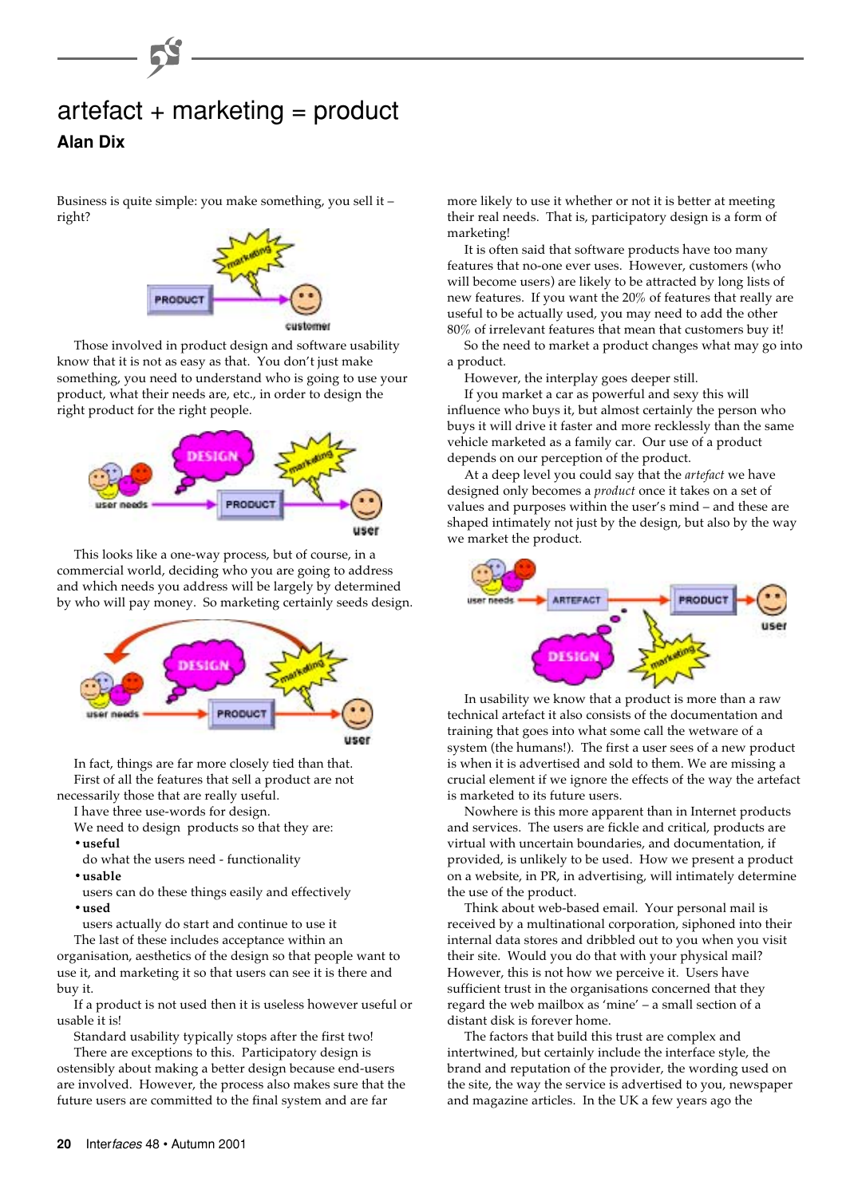# artefact + marketing = product

**Alan Dix**

Business is quite simple: you make something, you sell it – right?

Those involved in product design and software usability know that it is not as easy as that. You don't just make something, you need to understand who is going to use your product, what their needs are, etc., in order to design the right product for the right people.

This looks like a one-way process, but of course, in a commercial world, deciding who you are going to address and which needs you address will be largely by determined by who will pay money. So marketing certainly seeds design.

In fact, things are far more closely tied than that.

First of all the features that sell a product are not necessarily those that are really useful.

I have three use-words for design.

We need to design products so that they are:

- **useful**
  do what the users need - functionality
- **usable**
  users can do these things easily and effectively
- **used**
  users actually do start and continue to use it

The last of these includes acceptance within an organisation, aesthetics of the design so that people want to use it, and marketing it so that users can see it is there and buy it.

If a product is not used then it is useless however useful or usable it is!

Standard usability typically stops after the first two!

There are exceptions to this. Participatory design is ostensibly about making a better design because end-users are involved. However, the process also makes sure that the future users are committed to the final system and are far more likely to use it whether or not it is better at meeting their real needs. That is, participatory design is a form of marketing!

It is often said that software products have too many features that no-one ever uses. However, customers (who will become users) are likely to be attracted by long lists of new features. If you want the 20% of features that really are useful to be actually used, you may need to add the other 80% of irrelevant features that mean that customers buy it!

So the need to market a product changes what may go into a product.

However, the interplay goes deeper still.

If you market a car as powerful and sexy this will influence who buys it, but almost certainly the person who buys it will drive it faster and more recklessly than the same vehicle marketed as a family car. Our use of a product depends on our perception of the product.

At a deep level you could say that the *artefact* we have designed only becomes a *product* once it takes on a set of values and purposes within the user's mind – and these are shaped intimately not just by the design, but also by the way we market the product.

In usability we know that a product is more than a raw technical artefact it also consists of the documentation and training that goes into what some call the wetware of a system (the humans!). The first a user sees of a new product is when it is advertised and sold to them. We are missing a crucial element if we ignore the effects of the way the artefact is marketed to its future users.

Nowhere is this more apparent than in Internet products and services. The users are fickle and critical, products are virtual with uncertain boundaries, and documentation, if provided, is unlikely to be used. How we present a product on a website, in PR, in advertising, will intimately determine the use of the product.

Think about web-based email. Your personal mail is received by a multinational corporation, siphoned into their internal data stores and dribbled out to you when you visit their site. Would you do that with your physical mail? However, this is not how we perceive it. Users have sufficient trust in the organisations concerned that they regard the web mailbox as 'mine' – a small section of a distant disk is forever home.

The factors that build this trust are complex and intertwined, but certainly include the interface style, the brand and reputation of the provider, the wording used on the site, the way the service is advertised to you, newspaper and magazine articles. In the UK a few years ago the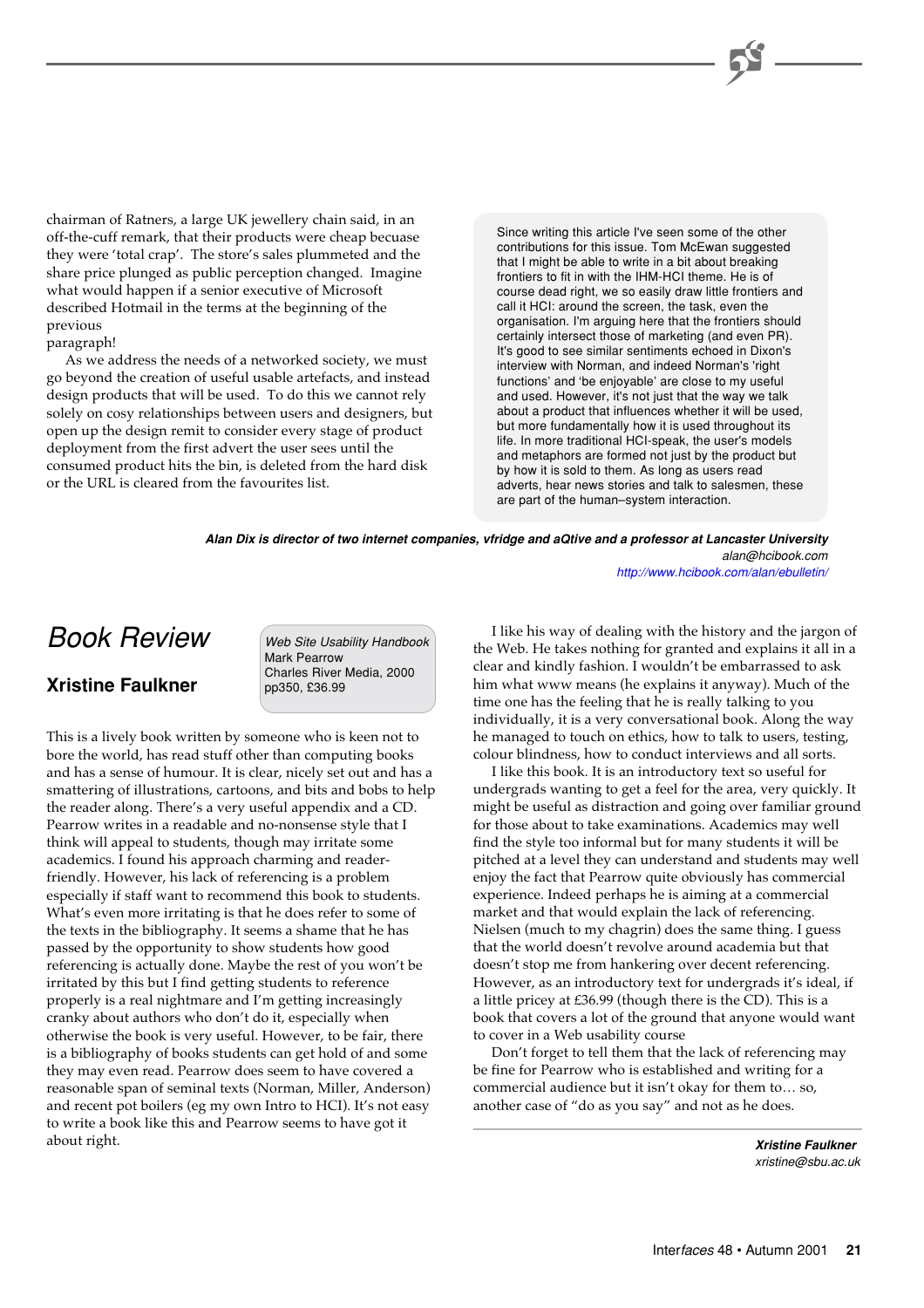chairman of Ratners, a large UK jewellery chain said, in an off-the-cuff remark, that their products were cheap becuase they were 'total crap'. The store's sales plummeted and the share price plunged as public perception changed. Imagine what would happen if a senior executive of Microsoft described Hotmail in the terms at the beginning of the previous paragraph!

As we address the needs of a networked society, we must go beyond the creation of useful usable artefacts, and instead design products that will be used. To do this we cannot rely solely on cosy relationships between users and designers, but open up the design remit to consider every stage of product deployment from the first advert the user sees until the consumed product hits the bin, is deleted from the hard disk or the URL is cleared from the favourites list.

> Since writing this article I've seen some of the other contributions for this issue. Tom McEwan suggested that I might be able to write in a bit about breaking frontiers to fit in with the IHM-HCI theme. He is of course dead right, we so easily draw little frontiers and call it HCI: around the screen, the task, even the organisation. I'm arguing here that the frontiers should certainly intersect those of marketing (and even PR). It's good to see similar sentiments echoed in Dixon's interview with Norman, and indeed Norman's 'right functions' and 'be enjoyable' are close to my useful and used. However, it's not just that the way we talk about a product that influences whether it will be used, but more fundamentally how it is used throughout its life. In more traditional HCI-speak, the user's models and metaphors are formed not just by the product but by how it is sold to them. As long as users read adverts, hear news stories and talk to salesmen, these are part of the human–system interaction.

***Alan Dix is director of two internet companies, vfridge and aQtive and a professor at Lancaster University***
*alan@hcibook.com*
*http://www.hcibook.com/alan/ebulletin/*

# Book Review

## Xristine Faulkner

*Web Site Usability Handbook*
Mark Pearrow
Charles River Media, 2000
pp350, £36.99

This is a lively book written by someone who is keen not to bore the world, has read stuff other than computing books and has a sense of humour. It is clear, nicely set out and has a smattering of illustrations, cartoons, and bits and bobs to help the reader along. There's a very useful appendix and a CD. Pearrow writes in a readable and no-nonsense style that I think will appeal to students, though may irritate some academics. I found his approach charming and reader-friendly. However, his lack of referencing is a problem especially if staff want to recommend this book to students. What's even more irritating is that he does refer to some of the texts in the bibliography. It seems a shame that he has passed by the opportunity to show students how good referencing is actually done. Maybe the rest of you won't be irritated by this but I find getting students to reference properly is a real nightmare and I'm getting increasingly cranky about authors who don't do it, especially when otherwise the book is very useful. However, to be fair, there is a bibliography of books students can get hold of and some they may even read. Pearrow does seem to have covered a reasonable span of seminal texts (Norman, Miller, Anderson) and recent pot boilers (eg my own Intro to HCI). It's not easy to write a book like this and Pearrow seems to have got it about right.

I like his way of dealing with the history and the jargon of the Web. He takes nothing for granted and explains it all in a clear and kindly fashion. I wouldn't be embarrassed to ask him what www means (he explains it anyway). Much of the time one has the feeling that he is really talking to you individually, it is a very conversational book. Along the way he managed to touch on ethics, how to talk to users, testing, colour blindness, how to conduct interviews and all sorts.

I like this book. It is an introductory text so useful for undergrads wanting to get a feel for the area, very quickly. It might be useful as distraction and going over familiar ground for those about to take examinations. Academics may well find the style too informal but for many students it will be pitched at a level they can understand and students may well enjoy the fact that Pearrow quite obviously has commercial experience. Indeed perhaps he is aiming at a commercial market and that would explain the lack of referencing. Nielsen (much to my chagrin) does the same thing. I guess that the world doesn't revolve around academia but that doesn't stop me from hankering over decent referencing. However, as an introductory text for undergrads it's ideal, if a little pricey at £36.99 (though there is the CD). This is a book that covers a lot of the ground that anyone would want to cover in a Web usability course

Don't forget to tell them that the lack of referencing may be fine for Pearrow who is established and writing for a commercial audience but it isn't okay for them to… so, another case of "do as you say" and not as he does.

***Xristine Faulkner***
*xristine@sbu.ac.uk*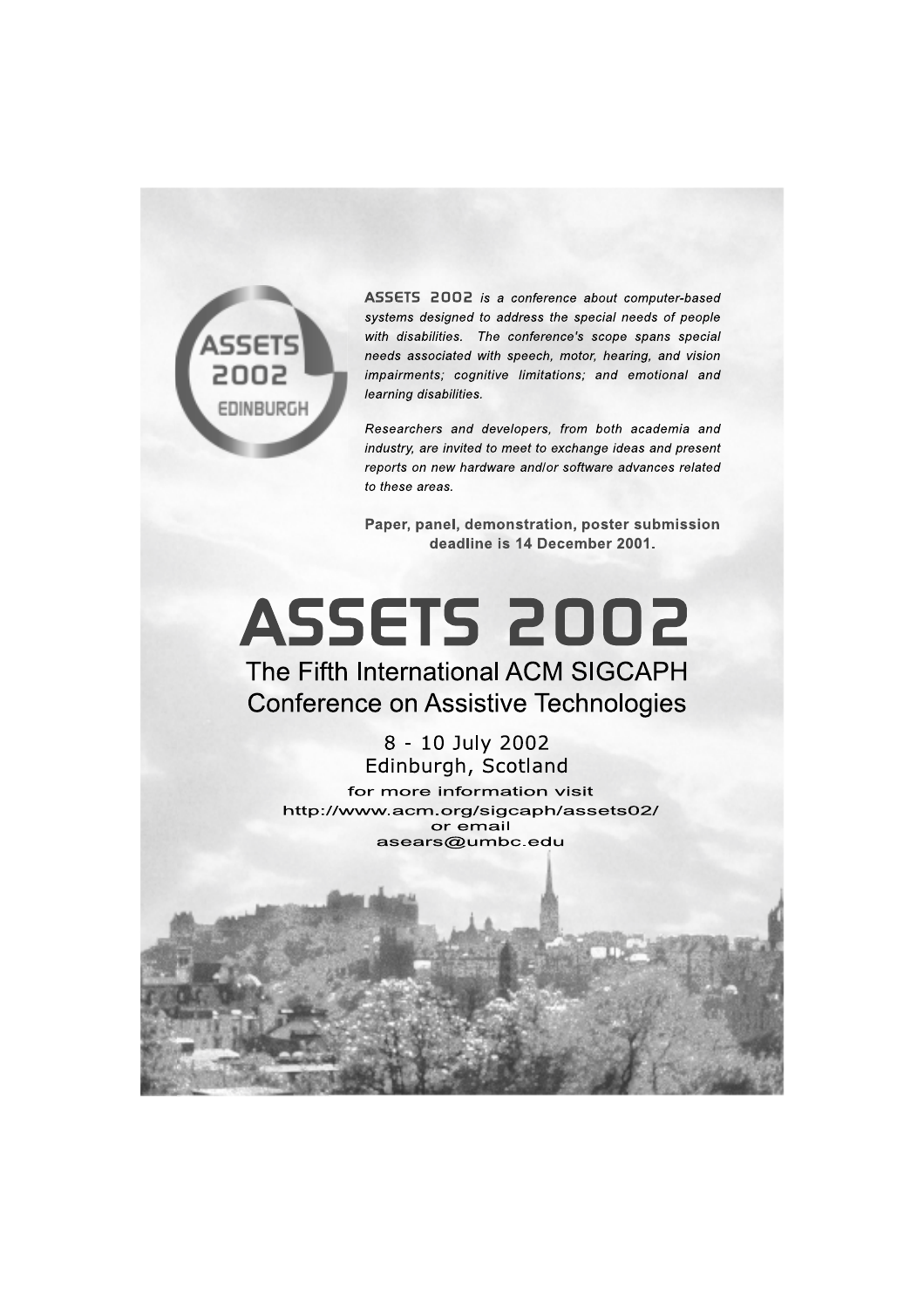ASSETS 2002 EDINBURGH

**ASSETS 2002** *is a conference about computer-based systems designed to address the special needs of people with disabilities. The conference's scope spans special needs associated with speech, motor, hearing, and vision impairments; cognitive limitations; and emotional and learning disabilities.*

*Researchers and developers, from both academia and industry, are invited to meet to exchange ideas and present reports on new hardware and/or software advances related to these areas.*

**Paper, panel, demonstration, poster submission deadline is 14 December 2001.**

# ASSETS 2002

## The Fifth International ACM SIGCAPH Conference on Assistive Technologies

8 - 10 July 2002
Edinburgh, Scotland

for more information visit
http://www.acm.org/sigcaph/assets02/
or email
asears@umbc.edu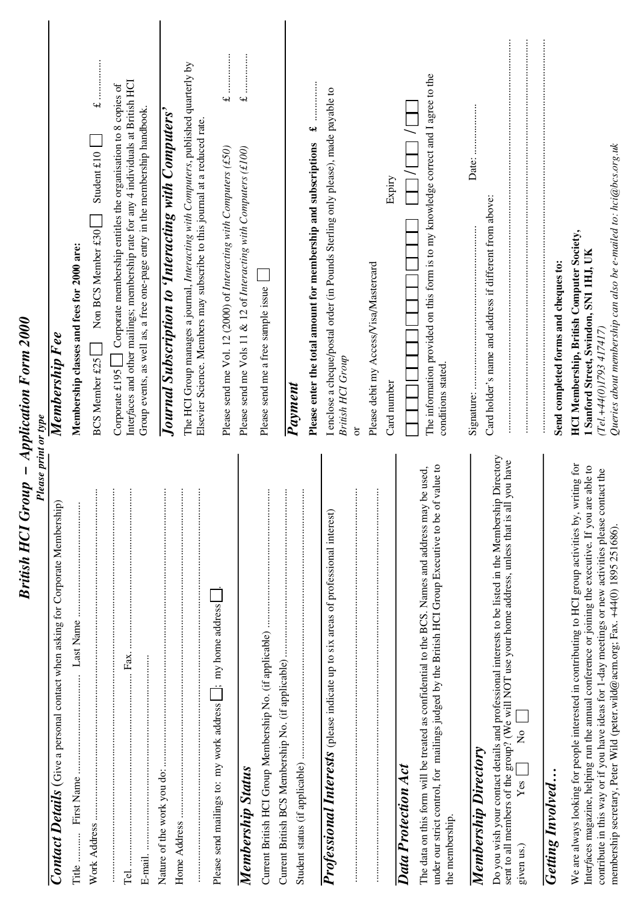# British HCI Group – Application Form 2000

*Please print or type*

## Contact Details (Give a personal contact when asking for Corporate Membership)

Title ........ First Name ....................... Last Name .......................

Work Address .......................................................................

...........................................................................................

Tel. ....................................... Fax. .......................................

E-mail. ..................................................................................

Nature of the work you do: ......................................................

Home Address .........................................................................

...........................................................................................

Please send mailings to: my work address ☐; my home address ☐.

## Membership Status

Current British HCI Group Membership No. (if applicable) ........................

Current British BCS Membership No. (if applicable) ..............................

Student status (if applicable) .........................................................

## Professional Interests (please indicate up to six areas of professional interest)

...........................................................................................

...........................................................................................

## Data Protection Act

The data on this form will be treated as confidential to the BCS. Names and address may be used, under our strict control, for mailings judged by the British HCI Group Executive to be of value to the membership.

## Membership Directory

Do you wish your contact details and professional interests to be listed in the Membership Directory sent to all members of the group? (We will NOT use your home address, unless that is all you have given us.) Yes ☐ No ☐

## Getting Involved…

We are always looking for people interested in contributing to HCI group activities by, writing for Interfaces magazine, helping run the annual conference or joining the executive. If you are able to contribute in this way or if you have ideas for 1-day meetings or new activities please contact the membership secretary, Peter Wild (peter.wild@acm.org; Fax. +44(0) 1895 251686).

## Membership Fee

**Membership classes and fees for 2000 are:**

BCS Member £25 ☐ Non BCS Member £30 ☐ Student £10 ☐ £ ...........

Corporate £195 ☐ Corporate membership entitles the organisation to 8 copies of Interfaces and other mailings; membership rate for any 4 individuals at British HCI Group events, as well as, a free one-page entry in the membership handbook.

## Journal Subscription to 'Interacting with Computers'

The HCI Group manages a journal, *Interacting with Computers*, published quarterly by Elsevier Science. Members may subscribe to this journal at a reduced rate.

Please send me Vol. 12 (2000) of *Interacting with Computers (£50)* £ ...........

Please send me Vols 11 & 12 of *Interacting with Computers (£100)* £ ...........

Please send me a free sample issue ☐

## Payment

**Please enter the total amount for membership and subscriptions £** ...........

I enclose a cheque/postal order (in Pounds Sterling only please), made payable to *British HCI Group*

or

Please debit my Access/Visa/Mastercard

Card number ☐☐☐☐☐☐☐☐☐☐☐☐☐☐☐☐ Expiry ☐☐/☐☐/☐☐

The information provided on this form is to my knowledge correct and I agree to the conditions stated.

Signature: ............................................ Date: ...................

Card holder's name and address if different from above:

...........................................................................................

...........................................................................................

...........................................................................................

**Send completed forms and cheques to:**

**HCI Membership, British Computer Society, 1 Sanford Street, Swindon, SN1 1HJ, UK**

*(Tel.+44(0)1793 417417)*

*Queries about membership can also be e-mailed to: hci@bcs.org.uk*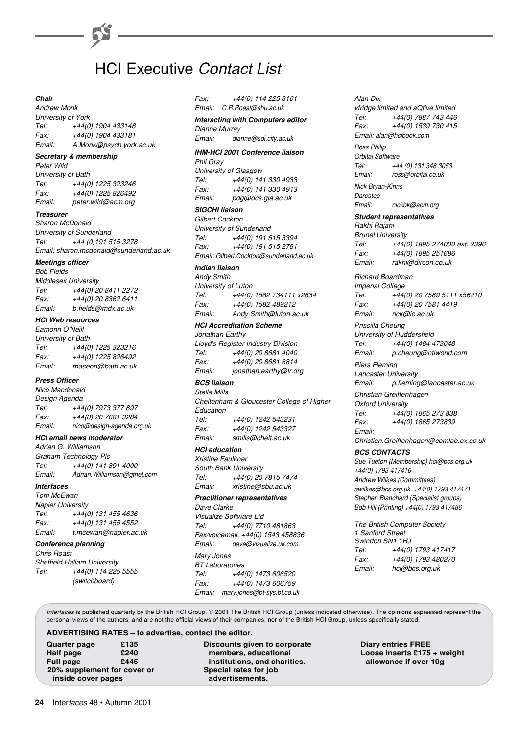# HCI Executive *Contact List*

***Chair***
*Andrew Monk*
*University of York*
*Tel: +44(0) 1904 433148*
*Fax: +44(0) 1904 433181*
*Email: A.Monk@psych.york.ac.uk*

***Secretary & membership***
*Peter Wild*
*University of Bath*
*Tel: +44(0) 1225 323246*
*Fax: +44(0) 1225 826492*
*Email: peter.wild@acm.org*

***Treasurer***
*Sharon McDonald*
*University of Sunderland*
*Tel: +44 (0)191 515 3278*
*Email: sharon.mcdonald@sunderland.ac.uk*

***Meetings officer***
*Bob Fields*
*Middlesex University*
*Tel: +44(0) 20 8411 2272*
*Fax: +44(0) 20 8362 6411*
*Email: b.fields@mdx.ac.uk*

***HCI Web resources***
*Eamonn O'Neill*
*University of Bath*
*Tel: +44(0) 1225 323216*
*Fax: +44(0) 1225 826492*
*Email: maseon@bath.ac.uk*

***Press Officer***
*Nico Macdonald*
*Design Agenda*
*Tel: +44(0) 7973 377 897*
*Fax: +44(0) 20 7681 3284*
*Email: nico@design-agenda.org.uk*

***HCI email news moderator***
*Adrian G. Williamson*
*Graham Technology Plc*
*Tel: +44(0) 141 891 4000*
*Email: Adrian.Williamson@gtnet.com*

***Interfaces***
*Tom McEwan*
*Napier University*
*Tel: +44(0) 131 455 4636*
*Fax: +44(0) 131 455 4552*
*Email: t.mcewan@napier.ac.uk*

***Conference planning***
*Chris Roast*
*Sheffield Hallam University*
*Tel: +44(0) 114 225 5555 (switchboard)*
*Fax: +44(0) 114 225 3161*
*Email: C.R.Roast@shu.ac.uk*

***Interacting with Computers editor***
*Dianne Murray*
*Email: dianne@soi.city.ac.uk*

***IHM-HCI 2001 Conference liaison***
*Phil Gray*
*University of Glasgow*
*Tel: +44(0) 141 330 4933*
*Fax: +44(0) 141 330 4913*
*Email: pdg@dcs.gla.ac.uk*

***SIGCHI liaison***
*Gilbert Cockton*
*University of Sunderland*
*Tel: +44(0) 191 515 3394*
*Fax: +44(0) 191 515 2781*
*Email: Gilbert.Cockton@sunderland.ac.uk*

***Indian liaison***
*Andy Smith*
*University of Luton*
*Tel: +44(0) 1582 734111 x2634*
*Fax: +44(0) 1582 489212*
*Email: Andy.Smith@luton.ac.uk*

***HCI Accreditation Scheme***
*Jonathan Earthy*
*Lloyd's Register Industry Division*
*Tel: +44(0) 20 8681 4040*
*Fax: +44(0) 20 8681 6814*
*Email: jonathan.earthy@lr.org*

***BCS liaison***
*Stella Mills*
*Cheltenham & Gloucester College of Higher Education*
*Tel: +44(0) 1242 543231*
*Fax: +44(0) 1242 543327*
*Email: smills@chelt.ac.uk*

***HCI education***
*Xristine Faulkner*
*South Bank University*
*Tel: +44(0) 20 7815 7474*
*Email: xristine@sbu.ac.uk*

***Practitioner representatives***
*Dave Clarke*
*Visualize Software Ltd*
*Tel: +44(0) 7710 481863*
*Fax/voicemail: +44(0) 1543 458836*
*Email: dave@visualize.uk.com*

*Mary Jones*
*BT Laboratories*
*Tel: +44(0) 1473 606520*
*Fax: +44(0) 1473 606759*
*Email: mary.jones@bt-sys.bt.co.uk*

*Alan Dix*
*vfridge limited and aQtive limited*
*Tel: +44(0) 7887 743 446*
*Fax: +44(0) 1539 730 415*
*Email: alan@hcibook.com*

*Ross Philip*
*Orbital Software*
*Tel: +44 (0) 131 348 3053*
*Email: ross@orbital.co.uk*

*Nick Bryan-Kinns*
*Darestep*
*Email: nickbk@acm.org*

***Student representatives***
*Rakhi Rajani*
*Brunel University*
*Tel: +44(0) 1895 274000 ext. 2396*
*Fax: +44(0) 1895 251686*
*Email: rakhi@dircon.co.uk*

*Richard Boardman*
*Imperial College*
*Tel: +44(0) 20 7589 5111 x56210*
*Fax: +44(0) 20 7581 4419*
*Email: rick@ic.ac.uk*

*Priscilla Cheung*
*University of Huddersfield*
*Tel: +44(0) 1484 473048*
*Email: p.cheung@ntlworld.com*

*Piers Fleming*
*Lancaster University*
*Email: p.fleming@lancaster.ac.uk*

*Christian Greiffenhagen*
*Oxford University*
*Tel: +44(0) 1865 273 838*
*Fax: +44(0) 1865 273839*
*Email: Christian.Greiffenhagen@comlab.ox.ac.uk*

***BCS CONTACTS***
*Sue Tueton (Membership) hci@bcs.org.uk +44(0) 1793 417416*
*Andrew Wilkes (Committees) awilkes@bcs.org.uk, +44(0) 1793 417471*
*Stephen Blanchard (Specialist groups)*
*Bob Hill (Printing) +44(0) 1793 417486*

*The British Computer Society*
*1 Sanford Street*
*Swindon SN1 1HJ*
*Tel: +44(0) 1793 417417*
*Fax: +44(0) 1793 480270*
*Email: hci@bcs.org.uk*

*Interfaces* is published quarterly by the British HCI Group. © 2001 The British HCI Group (unless indicated otherwise). The opinions expressed represent the personal views of the authors, and are not the official views of their companies, nor of the British HCI Group, unless specifically stated.

**ADVERTISING RATES – to advertise, contact the editor.**

| | |
|---|---|
| **Quarter page** | **£135** |
| **Half page** | **£240** |
| **Full page** | **£445** |

**20% supplement for cover or inside cover pages**

**Discounts given to corporate members, educational institutions, and charities.**
**Special rates for job advertisements.**

**Diary entries FREE**
**Loose inserts £175 + weight allowance if over 10g**